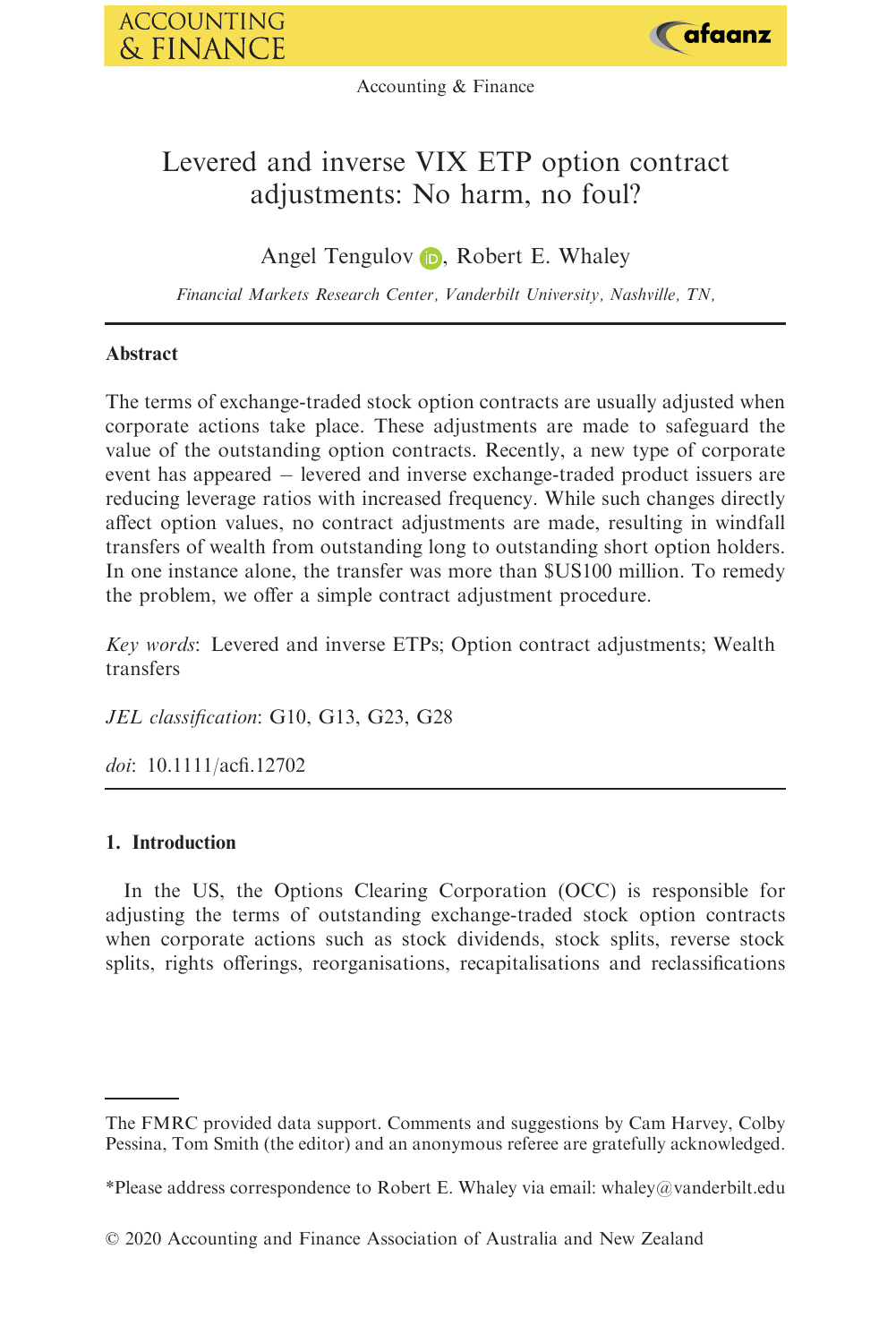# Levered and inverse VIX ETP option contract adjustments: No harm, no foul?

Angel Tengulov, Robert E. Whaley

*Financial Markets Research Center, Vanderbilt University, Nashville, TN,*

---

## Abstract

The terms of exchange-traded stock option contracts are usually adjusted when corporate actions take place. These adjustments are made to safeguard the value of the outstanding option contracts. Recently, a new type of corporate event has appeared – levered and inverse exchange-traded product issuers are reducing leverage ratios with increased frequency. While such changes directly affect option values, no contract adjustments are made, resulting in windfall transfers of wealth from outstanding long to outstanding short option holders. In one instance alone, the transfer was more than $US100 million. To remedy the problem, we offer a simple contract adjustment procedure.

*Key words*: Levered and inverse ETPs; Option contract adjustments; Wealth transfers

*JEL classification*: G10, G13, G23, G28

*doi*: 10.1111/acfi.12702

---

## 1. Introduction

In the US, the Options Clearing Corporation (OCC) is responsible for adjusting the terms of outstanding exchange-traded stock option contracts when corporate actions such as stock dividends, stock splits, reverse stock splits, rights offerings, reorganisations, recapitalisations and reclassifications

---

The FMRC provided data support. Comments and suggestions by Cam Harvey, Colby Pessina, Tom Smith (the editor) and an anonymous referee are gratefully acknowledged.

*Please address correspondence to Robert E. Whaley via email: whaley@vanderbilt.edu

© 2020 Accounting and Finance Association of Australia and New Zealand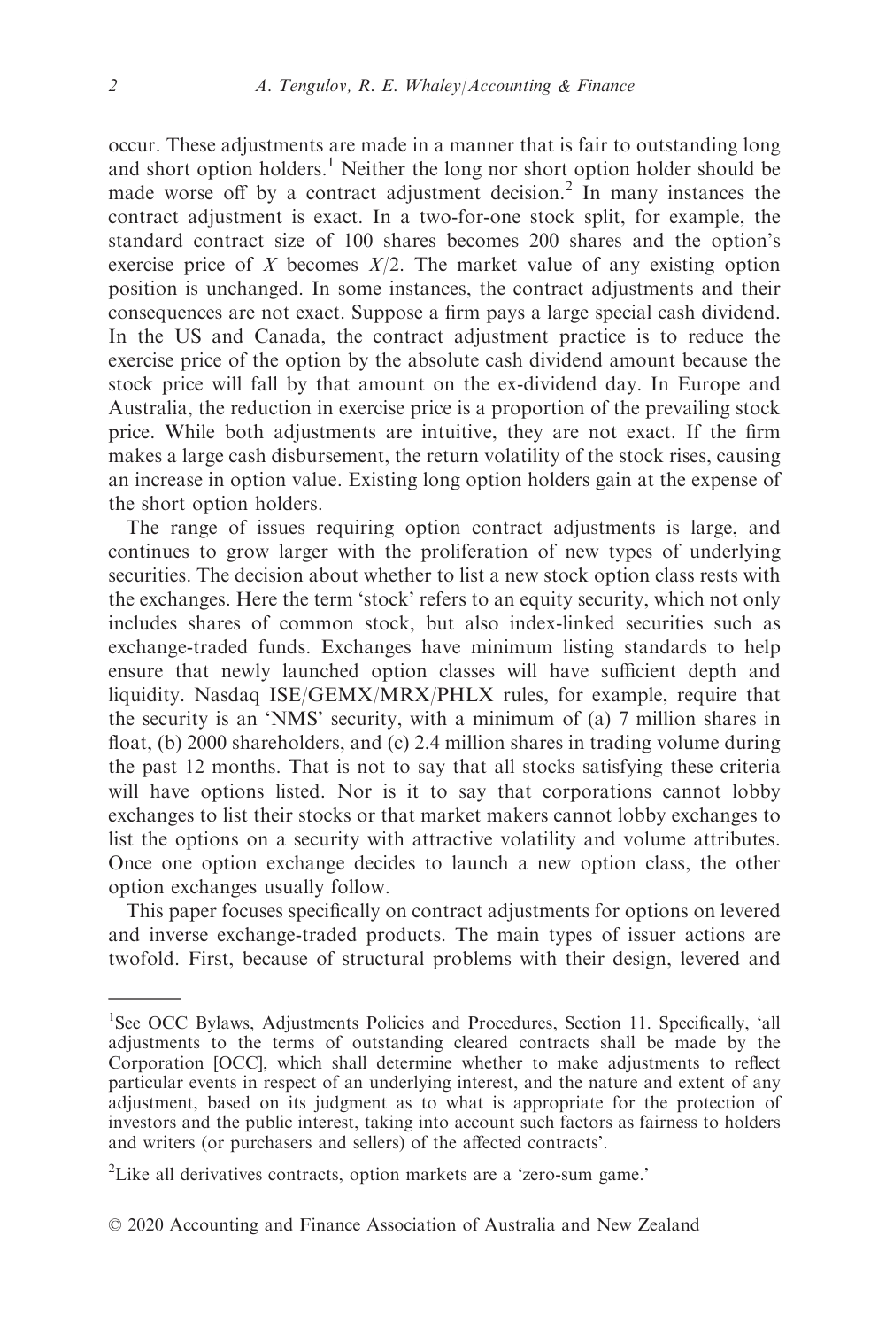occur. These adjustments are made in a manner that is fair to outstanding long and short option holders.[1] Neither the long nor short option holder should be made worse off by a contract adjustment decision.[2] In many instances the contract adjustment is exact. In a two-for-one stock split, for example, the standard contract size of 100 shares becomes 200 shares and the option's exercise price of $X$ becomes $X/2$. The market value of any existing option position is unchanged. In some instances, the contract adjustments and their consequences are not exact. Suppose a firm pays a large special cash dividend. In the US and Canada, the contract adjustment practice is to reduce the exercise price of the option by the absolute cash dividend amount because the stock price will fall by that amount on the ex-dividend day. In Europe and Australia, the reduction in exercise price is a proportion of the prevailing stock price. While both adjustments are intuitive, they are not exact. If the firm makes a large cash disbursement, the return volatility of the stock rises, causing an increase in option value. Existing long option holders gain at the expense of the short option holders.

The range of issues requiring option contract adjustments is large, and continues to grow larger with the proliferation of new types of underlying securities. The decision about whether to list a new stock option class rests with the exchanges. Here the term 'stock' refers to an equity security, which not only includes shares of common stock, but also index-linked securities such as exchange-traded funds. Exchanges have minimum listing standards to help ensure that newly launched option classes will have sufficient depth and liquidity. Nasdaq ISE/GEMX/MRX/PHLX rules, for example, require that the security is an 'NMS' security, with a minimum of (a) 7 million shares in float, (b) 2000 shareholders, and (c) 2.4 million shares in trading volume during the past 12 months. That is not to say that all stocks satisfying these criteria will have options listed. Nor is it to say that corporations cannot lobby exchanges to list their stocks or that market makers cannot lobby exchanges to list the options on a security with attractive volatility and volume attributes. Once one option exchange decides to launch a new option class, the other option exchanges usually follow.

This paper focuses specifically on contract adjustments for options on levered and inverse exchange-traded products. The main types of issuer actions are twofold. First, because of structural problems with their design, levered and

---

[1] See OCC Bylaws, Adjustments Policies and Procedures, Section 11. Specifically, 'all adjustments to the terms of outstanding cleared contracts shall be made by the Corporation [OCC], which shall determine whether to make adjustments to reflect particular events in respect of an underlying interest, and the nature and extent of any adjustment, based on its judgment as to what is appropriate for the protection of investors and the public interest, taking into account such factors as fairness to holders and writers (or purchasers and sellers) of the affected contracts'.

[2] Like all derivatives contracts, option markets are a 'zero-sum game.'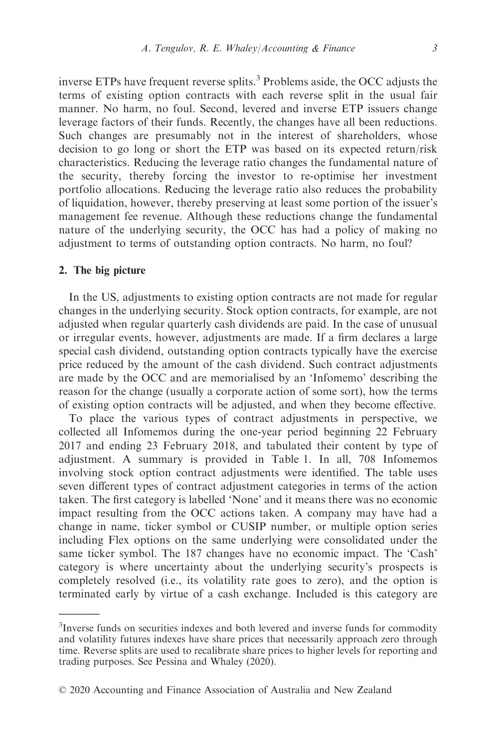inverse ETPs have frequent reverse splits.[3] Problems aside, the OCC adjusts the terms of existing option contracts with each reverse split in the usual fair manner. No harm, no foul. Second, levered and inverse ETP issuers change leverage factors of their funds. Recently, the changes have all been reductions. Such changes are presumably not in the interest of shareholders, whose decision to go long or short the ETP was based on its expected return/risk characteristics. Reducing the leverage ratio changes the fundamental nature of the security, thereby forcing the investor to re-optimise her investment portfolio allocations. Reducing the leverage ratio also reduces the probability of liquidation, however, thereby preserving at least some portion of the issuer's management fee revenue. Although these reductions change the fundamental nature of the underlying security, the OCC has had a policy of making no adjustment to terms of outstanding option contracts. No harm, no foul?

## 2. The big picture

In the US, adjustments to existing option contracts are not made for regular changes in the underlying security. Stock option contracts, for example, are not adjusted when regular quarterly cash dividends are paid. In the case of unusual or irregular events, however, adjustments are made. If a firm declares a large special cash dividend, outstanding option contracts typically have the exercise price reduced by the amount of the cash dividend. Such contract adjustments are made by the OCC and are memorialised by an 'Infomemo' describing the reason for the change (usually a corporate action of some sort), how the terms of existing option contracts will be adjusted, and when they become effective.

To place the various types of contract adjustments in perspective, we collected all Infomemos during the one-year period beginning 22 February 2017 and ending 23 February 2018, and tabulated their content by type of adjustment. A summary is provided in Table 1. In all, 708 Infomemos involving stock option contract adjustments were identified. The table uses seven different types of contract adjustment categories in terms of the action taken. The first category is labelled 'None' and it means there was no economic impact resulting from the OCC actions taken. A company may have had a change in name, ticker symbol or CUSIP number, or multiple option series including Flex options on the same underlying were consolidated under the same ticker symbol. The 187 changes have no economic impact. The 'Cash' category is where uncertainty about the underlying security's prospects is completely resolved (i.e., its volatility rate goes to zero), and the option is terminated early by virtue of a cash exchange. Included is this category are

[3]Inverse funds on securities indexes and both levered and inverse funds for commodity and volatility futures indexes have share prices that necessarily approach zero through time. Reverse splits are used to recalibrate share prices to higher levels for reporting and trading purposes. See Pessina and Whaley (2020).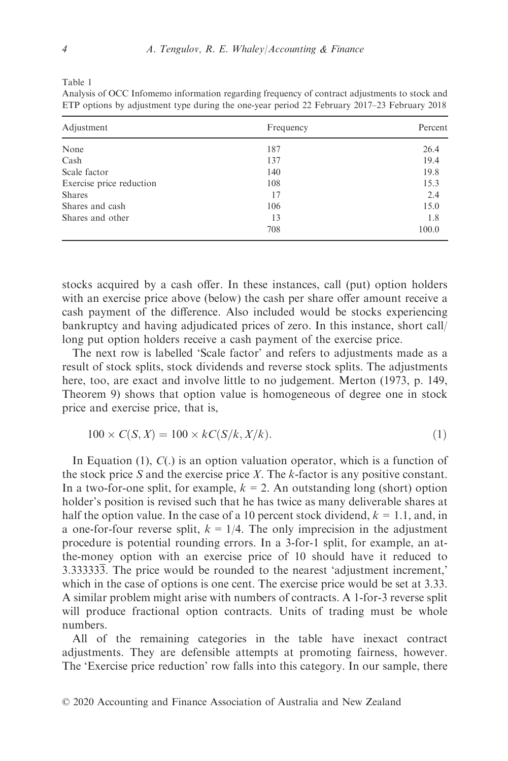Table 1
Analysis of OCC Infomemo information regarding frequency of contract adjustments to stock and ETP options by adjustment type during the one-year period 22 February 2017–23 February 2018

| Adjustment | Frequency | Percent |
| --- | --- | --- |
| None | 187 | 26.4 |
| Cash | 137 | 19.4 |
| Scale factor | 140 | 19.8 |
| Exercise price reduction | 108 | 15.3 |
| Shares | 17 | 2.4 |
| Shares and cash | 106 | 15.0 |
| Shares and other | 13 | 1.8 |
| | 708 | 100.0 |

stocks acquired by a cash offer. In these instances, call (put) option holders with an exercise price above (below) the cash per share offer amount receive a cash payment of the difference. Also included would be stocks experiencing bankruptcy and having adjudicated prices of zero. In this instance, short call/long put option holders receive a cash payment of the exercise price.

The next row is labelled 'Scale factor' and refers to adjustments made as a result of stock splits, stock dividends and reverse stock splits. The adjustments here, too, are exact and involve little to no judgement. Merton (1973, p. 149, Theorem 9) shows that option value is homogeneous of degree one in stock price and exercise price, that is,

$$100 \times C(S, X) = 100 \times kC(S/k, X/k). \tag{1}$$

In Equation (1), $C(.)$ is an option valuation operator, which is a function of the stock price $S$ and the exercise price $X$. The $k$-factor is any positive constant. In a two-for-one split, for example, $k = 2$. An outstanding long (short) option holder's position is revised such that he has twice as many deliverable shares at half the option value. In the case of a 10 percent stock dividend, $k = 1.1$, and, in a one-for-four reverse split, $k = 1/4$. The only imprecision in the adjustment procedure is potential rounding errors. In a 3-for-1 split, for example, an at-the-money option with an exercise price of 10 should have it reduced to $3.33333\overline{3}$. The price would be rounded to the nearest 'adjustment increment,' which in the case of options is one cent. The exercise price would be set at 3.33. A similar problem might arise with numbers of contracts. A 1-for-3 reverse split will produce fractional option contracts. Units of trading must be whole numbers.

All of the remaining categories in the table have inexact contract adjustments. They are defensible attempts at promoting fairness, however. The 'Exercise price reduction' row falls into this category. In our sample, there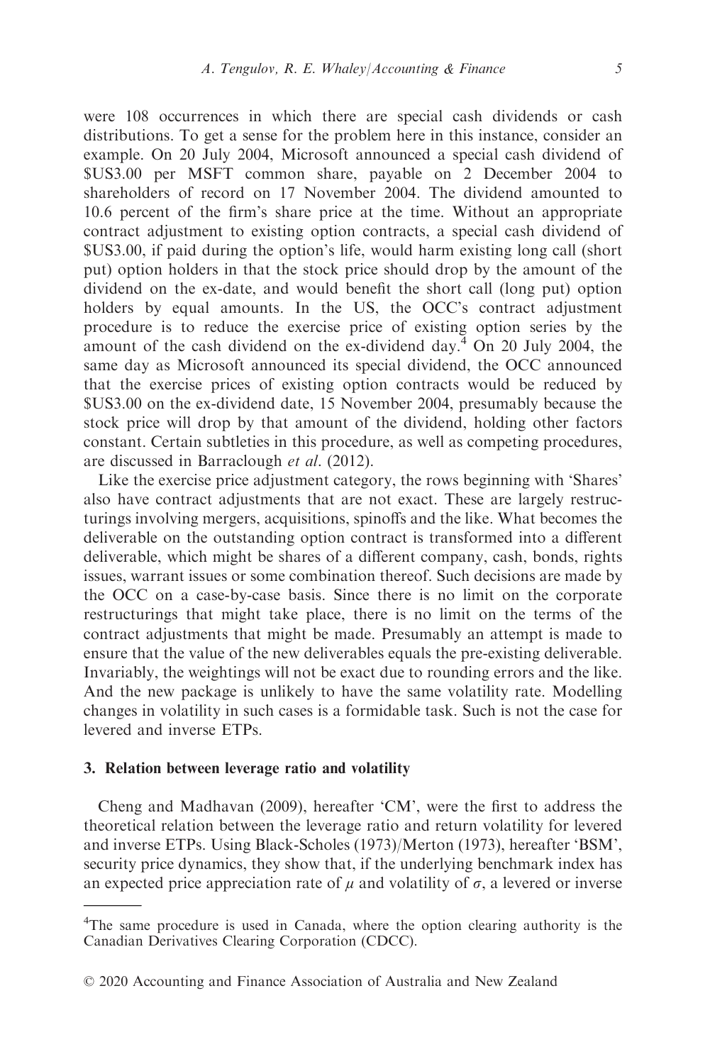were 108 occurrences in which there are special cash dividends or cash distributions. To get a sense for the problem here in this instance, consider an example. On 20 July 2004, Microsoft announced a special cash dividend of \$US3.00 per MSFT common share, payable on 2 December 2004 to shareholders of record on 17 November 2004. The dividend amounted to 10.6 percent of the firm's share price at the time. Without an appropriate contract adjustment to existing option contracts, a special cash dividend of \$US3.00, if paid during the option's life, would harm existing long call (short put) option holders in that the stock price should drop by the amount of the dividend on the ex-date, and would benefit the short call (long put) option holders by equal amounts. In the US, the OCC's contract adjustment procedure is to reduce the exercise price of existing option series by the amount of the cash dividend on the ex-dividend day.[4] On 20 July 2004, the same day as Microsoft announced its special dividend, the OCC announced that the exercise prices of existing option contracts would be reduced by \$US3.00 on the ex-dividend date, 15 November 2004, presumably because the stock price will drop by that amount of the dividend, holding other factors constant. Certain subtleties in this procedure, as well as competing procedures, are discussed in Barraclough *et al*. (2012).

Like the exercise price adjustment category, the rows beginning with 'Shares' also have contract adjustments that are not exact. These are largely restructurings involving mergers, acquisitions, spinoffs and the like. What becomes the deliverable on the outstanding option contract is transformed into a different deliverable, which might be shares of a different company, cash, bonds, rights issues, warrant issues or some combination thereof. Such decisions are made by the OCC on a case-by-case basis. Since there is no limit on the corporate restructurings that might take place, there is no limit on the terms of the contract adjustments that might be made. Presumably an attempt is made to ensure that the value of the new deliverables equals the pre-existing deliverable. Invariably, the weightings will not be exact due to rounding errors and the like. And the new package is unlikely to have the same volatility rate. Modelling changes in volatility in such cases is a formidable task. Such is not the case for levered and inverse ETPs.

## 3. Relation between leverage ratio and volatility

Cheng and Madhavan (2009), hereafter 'CM', were the first to address the theoretical relation between the leverage ratio and return volatility for levered and inverse ETPs. Using Black-Scholes (1973)/Merton (1973), hereafter 'BSM', security price dynamics, they show that, if the underlying benchmark index has an expected price appreciation rate of $\mu$ and volatility of $\sigma$, a levered or inverse

[4] The same procedure is used in Canada, where the option clearing authority is the Canadian Derivatives Clearing Corporation (CDCC).

© 2020 Accounting and Finance Association of Australia and New Zealand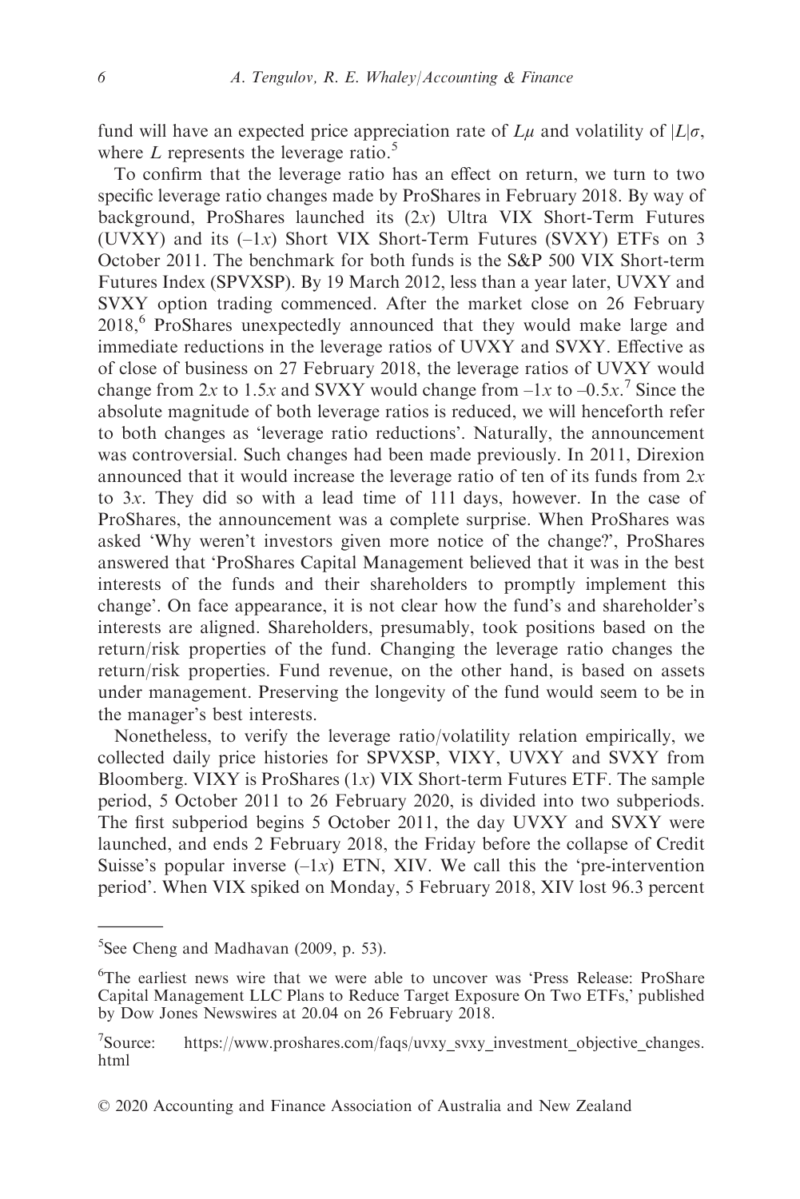fund will have an expected price appreciation rate of $L\mu$ and volatility of $|L|\sigma$, where $L$ represents the leverage ratio.[5]

To confirm that the leverage ratio has an effect on return, we turn to two specific leverage ratio changes made by ProShares in February 2018. By way of background, ProShares launched its ($2x$) Ultra VIX Short-Term Futures (UVXY) and its ($-1x$) Short VIX Short-Term Futures (SVXY) ETFs on 3 October 2011. The benchmark for both funds is the S&P 500 VIX Short-term Futures Index (SPVXSP). By 19 March 2012, less than a year later, UVXY and SVXY option trading commenced. After the market close on 26 February 2018,[6] ProShares unexpectedly announced that they would make large and immediate reductions in the leverage ratios of UVXY and SVXY. Effective as of close of business on 27 February 2018, the leverage ratios of UVXY would change from $2x$ to $1.5x$ and SVXY would change from $-1x$ to $-0.5x$.[7] Since the absolute magnitude of both leverage ratios is reduced, we will henceforth refer to both changes as 'leverage ratio reductions'. Naturally, the announcement was controversial. Such changes had been made previously. In 2011, Direxion announced that it would increase the leverage ratio of ten of its funds from $2x$ to $3x$. They did so with a lead time of 111 days, however. In the case of ProShares, the announcement was a complete surprise. When ProShares was asked 'Why weren't investors given more notice of the change?', ProShares answered that 'ProShares Capital Management believed that it was in the best interests of the funds and their shareholders to promptly implement this change'. On face appearance, it is not clear how the fund's and shareholder's interests are aligned. Shareholders, presumably, took positions based on the return/risk properties of the fund. Changing the leverage ratio changes the return/risk properties. Fund revenue, on the other hand, is based on assets under management. Preserving the longevity of the fund would seem to be in the manager's best interests.

Nonetheless, to verify the leverage ratio/volatility relation empirically, we collected daily price histories for SPVXSP, VIXY, UVXY and SVXY from Bloomberg. VIXY is ProShares ($1x$) VIX Short-term Futures ETF. The sample period, 5 October 2011 to 26 February 2020, is divided into two subperiods. The first subperiod begins 5 October 2011, the day UVXY and SVXY were launched, and ends 2 February 2018, the Friday before the collapse of Credit Suisse's popular inverse ($-1x$) ETN, XIV. We call this the 'pre-intervention period'. When VIX spiked on Monday, 5 February 2018, XIV lost 96.3 percent

[5]See Cheng and Madhavan (2009, p. 53).

[6]The earliest news wire that we were able to uncover was 'Press Release: ProShare Capital Management LLC Plans to Reduce Target Exposure On Two ETFs,' published by Dow Jones Newswires at 20.04 on 26 February 2018.

[7]Source: https://www.proshares.com/faqs/uvxy_svxy_investment_objective_changes.html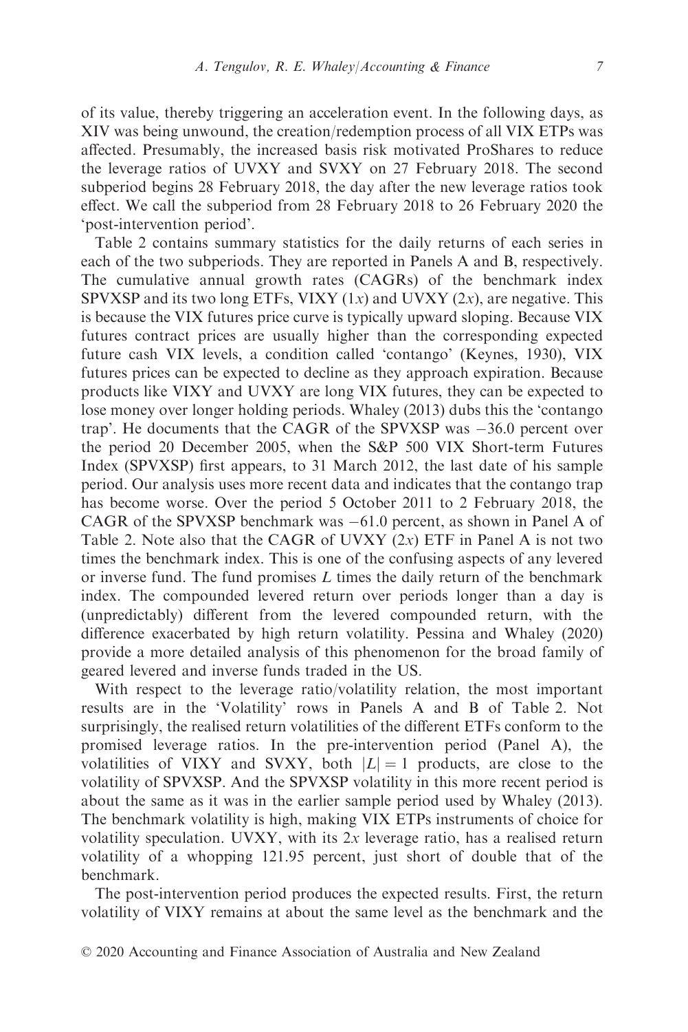of its value, thereby triggering an acceleration event. In the following days, as XIV was being unwound, the creation/redemption process of all VIX ETPs was affected. Presumably, the increased basis risk motivated ProShares to reduce the leverage ratios of UVXY and SVXY on 27 February 2018. The second subperiod begins 28 February 2018, the day after the new leverage ratios took effect. We call the subperiod from 28 February 2018 to 26 February 2020 the 'post-intervention period'.

Table 2 contains summary statistics for the daily returns of each series in each of the two subperiods. They are reported in Panels A and B, respectively. The cumulative annual growth rates (CAGRs) of the benchmark index SPVXSP and its two long ETFs, VIXY ($1x$) and UVXY ($2x$), are negative. This is because the VIX futures price curve is typically upward sloping. Because VIX futures contract prices are usually higher than the corresponding expected future cash VIX levels, a condition called 'contango' (Keynes, 1930), VIX futures prices can be expected to decline as they approach expiration. Because products like VIXY and UVXY are long VIX futures, they can be expected to lose money over longer holding periods. Whaley (2013) dubs this the 'contango trap'. He documents that the CAGR of the SPVXSP was −36.0 percent over the period 20 December 2005, when the S&P 500 VIX Short-term Futures Index (SPVXSP) first appears, to 31 March 2012, the last date of his sample period. Our analysis uses more recent data and indicates that the contango trap has become worse. Over the period 5 October 2011 to 2 February 2018, the CAGR of the SPVXSP benchmark was −61.0 percent, as shown in Panel A of Table 2. Note also that the CAGR of UVXY ($2x$) ETF in Panel A is not two times the benchmark index. This is one of the confusing aspects of any levered or inverse fund. The fund promises $L$ times the daily return of the benchmark index. The compounded levered return over periods longer than a day is (unpredictably) different from the levered compounded return, with the difference exacerbated by high return volatility. Pessina and Whaley (2020) provide a more detailed analysis of this phenomenon for the broad family of geared levered and inverse funds traded in the US.

With respect to the leverage ratio/volatility relation, the most important results are in the 'Volatility' rows in Panels A and B of Table 2. Not surprisingly, the realised return volatilities of the different ETFs conform to the promised leverage ratios. In the pre-intervention period (Panel A), the volatilities of VIXY and SVXY, both $|L| = 1$ products, are close to the volatility of SPVXSP. And the SPVXSP volatility in this more recent period is about the same as it was in the earlier sample period used by Whaley (2013). The benchmark volatility is high, making VIX ETPs instruments of choice for volatility speculation. UVXY, with its $2x$ leverage ratio, has a realised return volatility of a whopping 121.95 percent, just short of double that of the benchmark.

The post-intervention period produces the expected results. First, the return volatility of VIXY remains at about the same level as the benchmark and the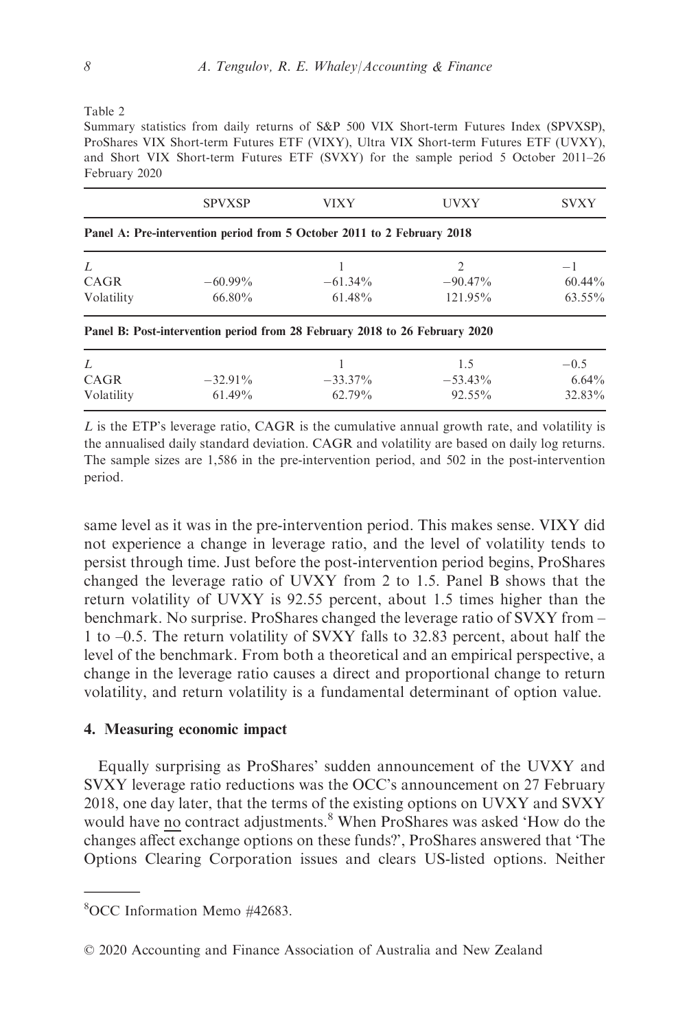Table 2

Summary statistics from daily returns of S&P 500 VIX Short-term Futures Index (SPVXSP), ProShares VIX Short-term Futures ETF (VIXY), Ultra VIX Short-term Futures ETF (UVXY), and Short VIX Short-term Futures ETF (SVXY) for the sample period 5 October 2011–26 February 2020

| | SPVXSP | VIXY | UVXY | SVXY |
|---|---|---|---|---|
| **Panel A: Pre-intervention period from 5 October 2011 to 2 February 2018** | | | | |
| $L$ | | 1 | 2 | −1 |
| CAGR | −60.99% | −61.34% | −90.47% | 60.44% |
| Volatility | 66.80% | 61.48% | 121.95% | 63.55% |
| **Panel B: Post-intervention period from 28 February 2018 to 26 February 2020** | | | | |
| $L$ | | 1 | 1.5 | −0.5 |
| CAGR | −32.91% | −33.37% | −53.43% | 6.64% |
| Volatility | 61.49% | 62.79% | 92.55% | 32.83% |

$L$ is the ETP's leverage ratio, CAGR is the cumulative annual growth rate, and volatility is the annualised daily standard deviation. CAGR and volatility are based on daily log returns. The sample sizes are 1,586 in the pre-intervention period, and 502 in the post-intervention period.

same level as it was in the pre-intervention period. This makes sense. VIXY did not experience a change in leverage ratio, and the level of volatility tends to persist through time. Just before the post-intervention period begins, ProShares changed the leverage ratio of UVXY from 2 to 1.5. Panel B shows that the return volatility of UVXY is 92.55 percent, about 1.5 times higher than the benchmark. No surprise. ProShares changed the leverage ratio of SVXY from –1 to –0.5. The return volatility of SVXY falls to 32.83 percent, about half the level of the benchmark. From both a theoretical and an empirical perspective, a change in the leverage ratio causes a direct and proportional change to return volatility, and return volatility is a fundamental determinant of option value.

## 4. Measuring economic impact

Equally surprising as ProShares' sudden announcement of the UVXY and SVXY leverage ratio reductions was the OCC's announcement on 27 February 2018, one day later, that the terms of the existing options on UVXY and SVXY would have no contract adjustments.[8] When ProShares was asked 'How do the changes affect exchange options on these funds?', ProShares answered that 'The Options Clearing Corporation issues and clears US-listed options. Neither

[8] OCC Information Memo #42683.

© 2020 Accounting and Finance Association of Australia and New Zealand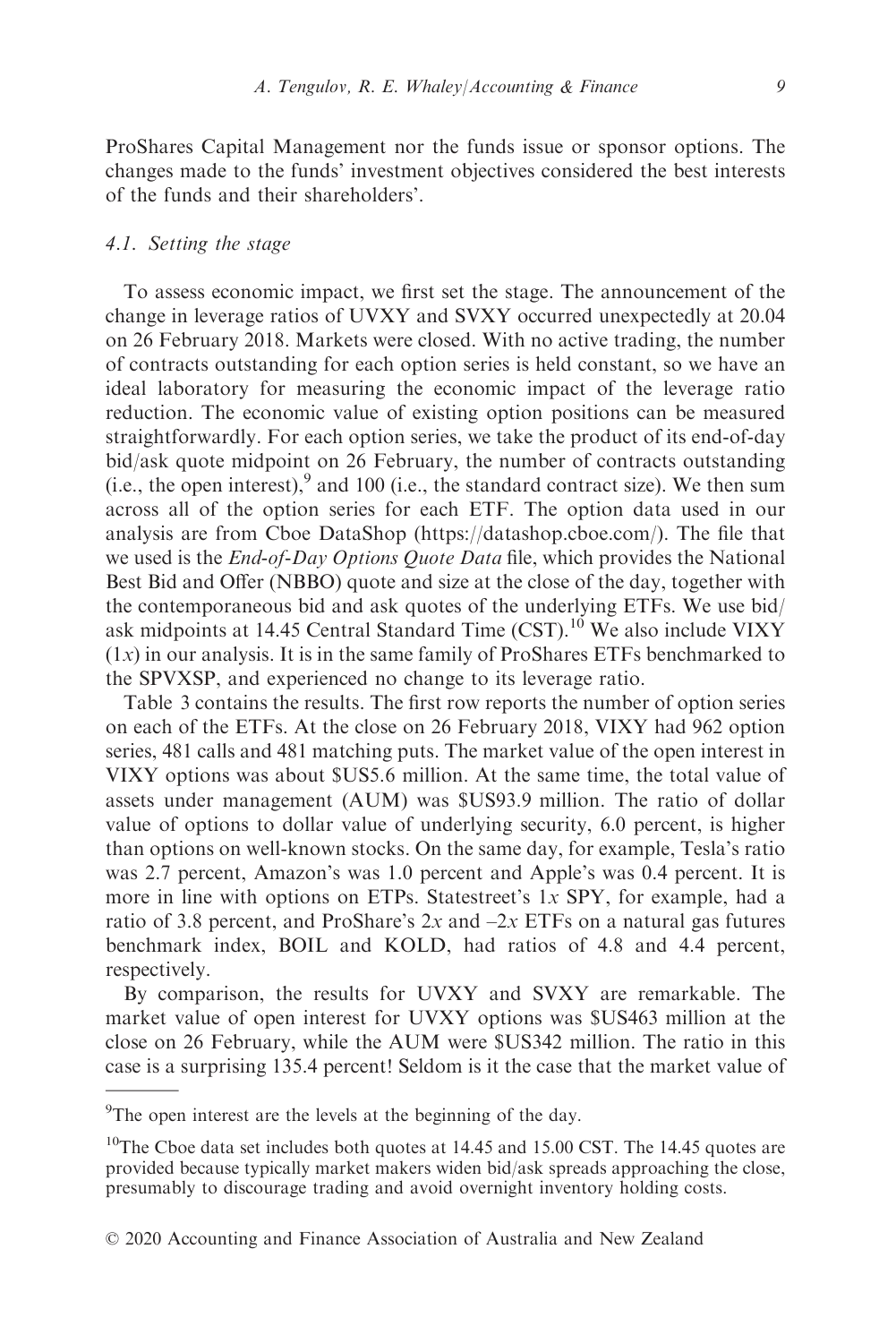ProShares Capital Management nor the funds issue or sponsor options. The changes made to the funds' investment objectives considered the best interests of the funds and their shareholders'.

### 4.1. Setting the stage

To assess economic impact, we first set the stage. The announcement of the change in leverage ratios of UVXY and SVXY occurred unexpectedly at 20.04 on 26 February 2018. Markets were closed. With no active trading, the number of contracts outstanding for each option series is held constant, so we have an ideal laboratory for measuring the economic impact of the leverage ratio reduction. The economic value of existing option positions can be measured straightforwardly. For each option series, we take the product of its end-of-day bid/ask quote midpoint on 26 February, the number of contracts outstanding (i.e., the open interest),[9] and 100 (i.e., the standard contract size). We then sum across all of the option series for each ETF. The option data used in our analysis are from Cboe DataShop (https://datashop.cboe.com/). The file that we used is the *End-of-Day Options Quote Data* file, which provides the National Best Bid and Offer (NBBO) quote and size at the close of the day, together with the contemporaneous bid and ask quotes of the underlying ETFs. We use bid/ask midpoints at 14.45 Central Standard Time (CST).[10] We also include VIXY ($1x$) in our analysis. It is in the same family of ProShares ETFs benchmarked to the SPVXSP, and experienced no change to its leverage ratio.

Table 3 contains the results. The first row reports the number of option series on each of the ETFs. At the close on 26 February 2018, VIXY had 962 option series, 481 calls and 481 matching puts. The market value of the open interest in VIXY options was about $US5.6 million. At the same time, the total value of assets under management (AUM) was $US93.9 million. The ratio of dollar value of options to dollar value of underlying security, 6.0 percent, is higher than options on well-known stocks. On the same day, for example, Tesla's ratio was 2.7 percent, Amazon's was 1.0 percent and Apple's was 0.4 percent. It is more in line with options on ETPs. Statestreet's $1x$ SPY, for example, had a ratio of 3.8 percent, and ProShare's $2x$ and $-2x$ ETFs on a natural gas futures benchmark index, BOIL and KOLD, had ratios of 4.8 and 4.4 percent, respectively.

By comparison, the results for UVXY and SVXY are remarkable. The market value of open interest for UVXY options was $US463 million at the close on 26 February, while the AUM were $US342 million. The ratio in this case is a surprising 135.4 percent! Seldom is it the case that the market value of

---

[9] The open interest are the levels at the beginning of the day.

[10] The Cboe data set includes both quotes at 14.45 and 15.00 CST. The 14.45 quotes are provided because typically market makers widen bid/ask spreads approaching the close, presumably to discourage trading and avoid overnight inventory holding costs.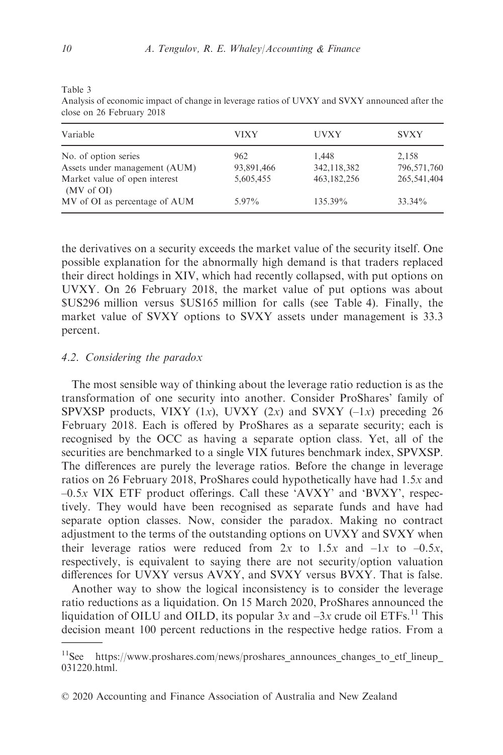Table 3
Analysis of economic impact of change in leverage ratios of UVXY and SVXY announced after the close on 26 February 2018

| Variable | VIXY | UVXY | SVXY |
|---|---|---|---|
| No. of option series | 962 | 1,448 | 2,158 |
| Assets under management (AUM) | 93,891,466 | 342,118,382 | 796,571,760 |
| Market value of open interest (MV of OI) | 5,605,455 | 463,182,256 | 265,541,404 |
| MV of OI as percentage of AUM | 5.97% | 135.39% | 33.34% |

the derivatives on a security exceeds the market value of the security itself. One possible explanation for the abnormally high demand is that traders replaced their direct holdings in XIV, which had recently collapsed, with put options on UVXY. On 26 February 2018, the market value of put options was about $US296 million versus $US165 million for calls (see Table 4). Finally, the market value of SVXY options to SVXY assets under management is 33.3 percent.

### 4.2. Considering the paradox

The most sensible way of thinking about the leverage ratio reduction is as the transformation of one security into another. Consider ProShares' family of SPVXSP products, VIXY ($1x$), UVXY ($2x$) and SVXY ($-1x$) preceding 26 February 2018. Each is offered by ProShares as a separate security; each is recognised by the OCC as having a separate option class. Yet, all of the securities are benchmarked to a single VIX futures benchmark index, SPVXSP. The differences are purely the leverage ratios. Before the change in leverage ratios on 26 February 2018, ProShares could hypothetically have had $1.5x$ and $-0.5x$ VIX ETF product offerings. Call these 'AVXY' and 'BVXY', respectively. They would have been recognised as separate funds and have had separate option classes. Now, consider the paradox. Making no contract adjustment to the terms of the outstanding options on UVXY and SVXY when their leverage ratios were reduced from $2x$ to $1.5x$ and $-1x$ to $-0.5x$, respectively, is equivalent to saying there are not security/option valuation differences for UVXY versus AVXY, and SVXY versus BVXY. That is false.

Another way to show the logical inconsistency is to consider the leverage ratio reductions as a liquidation. On 15 March 2020, ProShares announced the liquidation of OILU and OILD, its popular $3x$ and $-3x$ crude oil ETFs.[11] This decision meant 100 percent reductions in the respective hedge ratios. From a

[11] See https://www.proshares.com/news/proshares_announces_changes_to_etf_lineup_031220.html.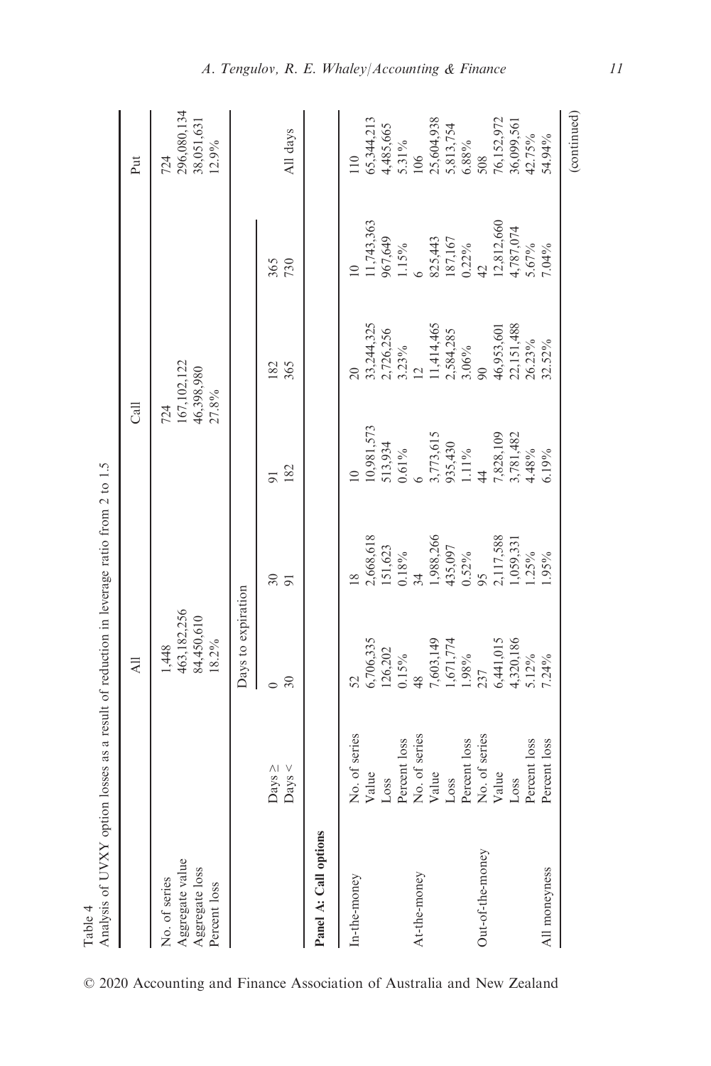Table 4

Analysis of UVXY option losses as a result of reduction in leverage ratio from 2 to 1.5

| | | All | | Call | | Put |
|---|---|---|---|---|---|---|
| No. of series | | 1,448 | | 724 | | 724 |
| Aggregate value | | 463,182,256 | | 167,102,122 | | 296,080,134 |
| Aggregate loss | | 84,450,610 | | 46,398,980 | | 38,051,631 |
| Percent loss | | 18.2% | | 27.8% | | 12.9% |

| | | Days to expiration | | | | | |
|---|---|---|---|---|---|---|---|
| | Days ≥ | 0 | 30 | 91 | 182 | 365 | |
| | Days < | 30 | 91 | 182 | 365 | 730 | All days |
| **Panel A: Call options** | | | | | | | |
| In-the-money | No. of series | 52 | 18 | 10 | 20 | 10 | 110 |
| | Value | 6,706,335 | 2,668,618 | 10,981,573 | 33,244,325 | 11,743,363 | 65,344,213 |
| | Loss | 126,202 | 151,623 | 513,934 | 2,726,256 | 967,649 | 4,485,665 |
| | Percent loss | 0.15% | 0.18% | 0.61% | 3.23% | 1.15% | 5.31% |
| At-the-money | No. of series | 48 | 34 | 6 | 12 | 6 | 106 |
| | Value | 7,603,149 | 1,988,266 | 3,773,615 | 11,414,465 | 825,443 | 25,604,938 |
| | Loss | 1,671,774 | 435,097 | 935,430 | 2,584,285 | 187,167 | 5,813,754 |
| | Percent loss | 1.98% | 0.52% | 1.11% | 3.06% | 0.22% | 6.88% |
| Out-of-the-money | No. of series | 237 | 95 | 44 | 90 | 42 | 508 |
| | Value | 6,441,015 | 2,117,588 | 7,828,109 | 46,953,601 | 12,812,660 | 76,152,972 |
| | Loss | 4,320,186 | 1,059,331 | 3,781,482 | 22,151,488 | 4,787,074 | 36,099,561 |
| | Percent loss | 5.12% | 1.25% | 4.48% | 26.23% | 5.67% | 42.75% |
| All moneyness | Percent loss | 7.24% | 1.95% | 6.19% | 32.52% | 7.04% | 54.94% |

(continued)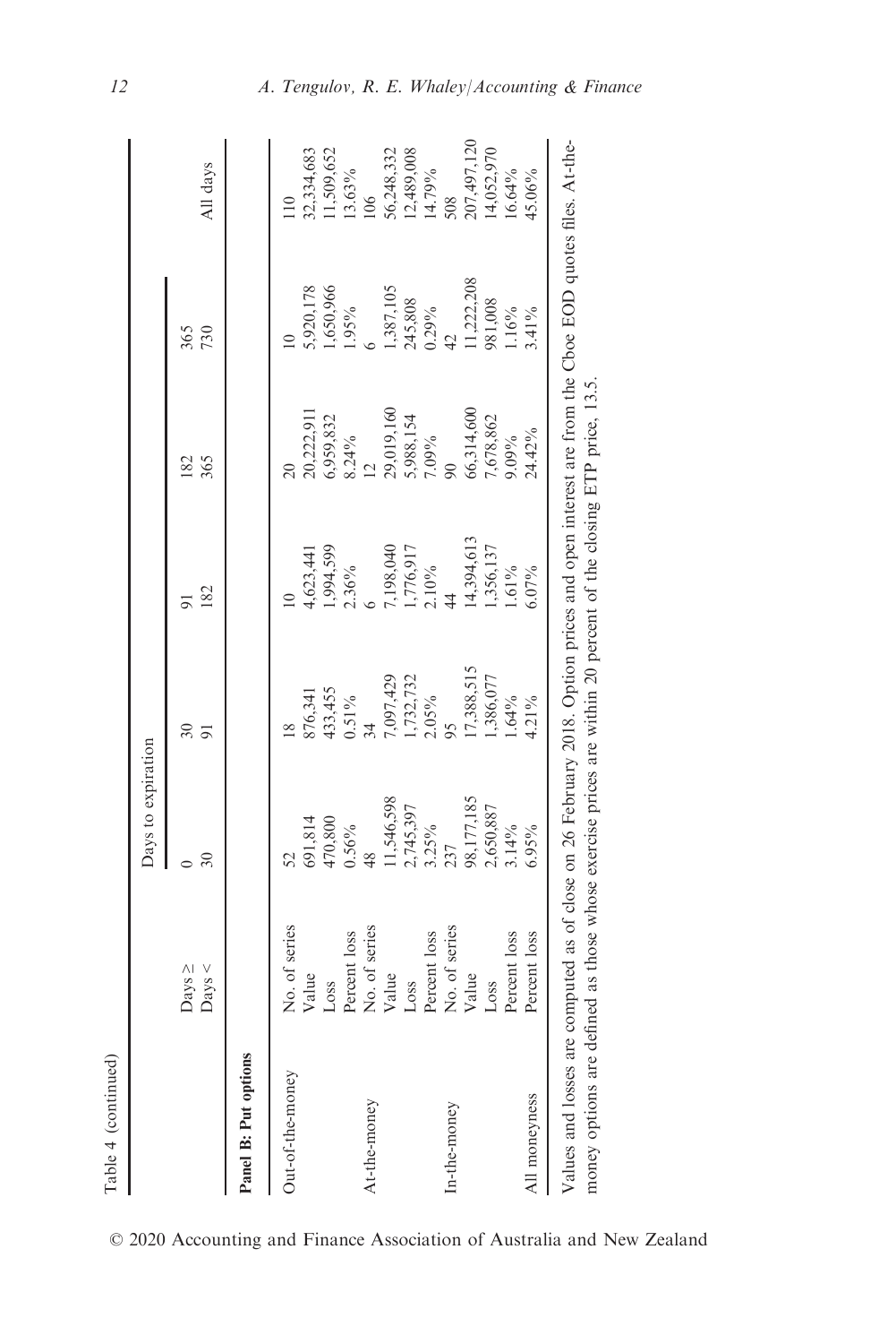Table 4 (continued)

| | | Days to expiration | | | | | |
|---|---|---|---|---|---|---|---|
| | Days ≥ | 0 | 30 | 91 | 182 | 365 | All days |
| | Days < | 30 | 91 | 182 | 365 | 730 | |
| **Panel B: Put options** | | | | | | | |
| Out-of-the-money | No. of series | 52 | 18 | 10 | 20 | 10 | 110 |
| | Value | 691,814 | 876,341 | 4,623,441 | 20,222,911 | 5,920,178 | 32,334,683 |
| | Loss | 470,800 | 433,455 | 1,994,599 | 6,959,832 | 1,650,966 | 11,509,652 |
| | Percent loss | 0.56% | 0.51% | 2.36% | 8.24% | 1.95% | 13.63% |
| At-the-money | No. of series | 48 | 34 | 6 | 12 | 6 | 106 |
| | Value | 11,546,598 | 7,097,429 | 7,198,040 | 29,019,160 | 1,387,105 | 56,248,332 |
| | Loss | 2,745,397 | 1,732,732 | 1,776,917 | 5,988,154 | 245,808 | 12,489,008 |
| | Percent loss | 3.25% | 2.05% | 2.10% | 7.09% | 0.29% | 14.79% |
| In-the-money | No. of series | 237 | 95 | 44 | 90 | 42 | 508 |
| | Value | 98,177,185 | 17,388,515 | 14,394,613 | 66,314,600 | 11,222,208 | 207,497,120 |
| | Loss | 2,650,887 | 1,386,077 | 1,356,137 | 7,678,862 | 981,008 | 14,052,970 |
| | Percent loss | 3.14% | 1.64% | 1.61% | 9.09% | 1.16% | 16.64% |
| All moneyness | Percent loss | 6.95% | 4.21% | 6.07% | 24.42% | 3.41% | 45.06% |

Values and losses are computed as of close on 26 February 2018. Option prices and open interest are from the Cboe EOD quotes files. At-the-money options are defined as those whose exercise prices are within 20 percent of the closing ETP price, 13.5.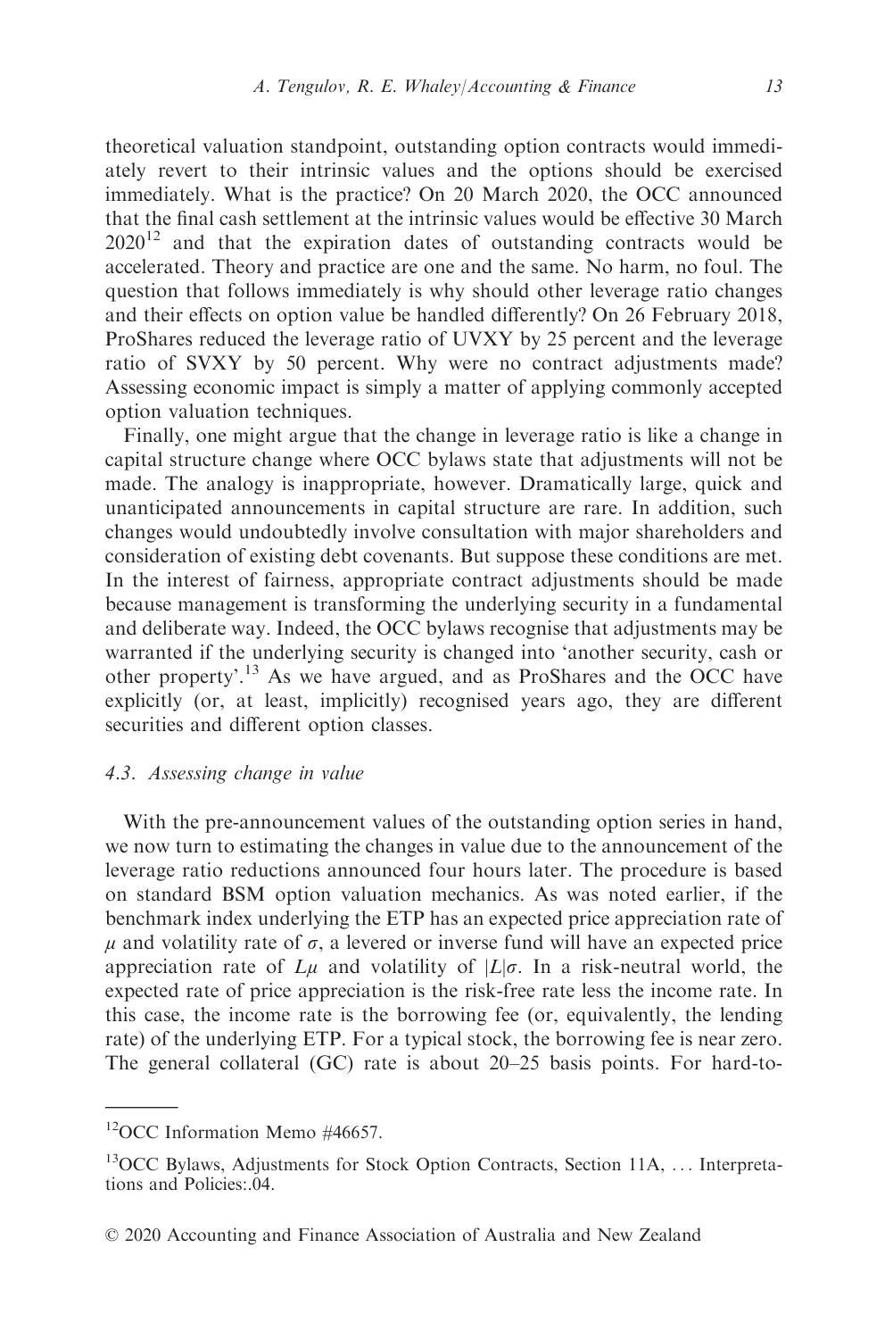theoretical valuation standpoint, outstanding option contracts would immediately revert to their intrinsic values and the options should be exercised immediately. What is the practice? On 20 March 2020, the OCC announced that the final cash settlement at the intrinsic values would be effective 30 March 2020[12] and that the expiration dates of outstanding contracts would be accelerated. Theory and practice are one and the same. No harm, no foul. The question that follows immediately is why should other leverage ratio changes and their effects on option value be handled differently? On 26 February 2018, ProShares reduced the leverage ratio of UVXY by 25 percent and the leverage ratio of SVXY by 50 percent. Why were no contract adjustments made? Assessing economic impact is simply a matter of applying commonly accepted option valuation techniques.

Finally, one might argue that the change in leverage ratio is like a change in capital structure change where OCC bylaws state that adjustments will not be made. The analogy is inappropriate, however. Dramatically large, quick and unanticipated announcements in capital structure are rare. In addition, such changes would undoubtedly involve consultation with major shareholders and consideration of existing debt covenants. But suppose these conditions are met. In the interest of fairness, appropriate contract adjustments should be made because management is transforming the underlying security in a fundamental and deliberate way. Indeed, the OCC bylaws recognise that adjustments may be warranted if the underlying security is changed into 'another security, cash or other property'.[13] As we have argued, and as ProShares and the OCC have explicitly (or, at least, implicitly) recognised years ago, they are different securities and different option classes.

### 4.3. Assessing change in value

With the pre-announcement values of the outstanding option series in hand, we now turn to estimating the changes in value due to the announcement of the leverage ratio reductions announced four hours later. The procedure is based on standard BSM option valuation mechanics. As was noted earlier, if the benchmark index underlying the ETP has an expected price appreciation rate of $\mu$ and volatility rate of $\sigma$, a levered or inverse fund will have an expected price appreciation rate of $L\mu$ and volatility of $|L|\sigma$. In a risk-neutral world, the expected rate of price appreciation is the risk-free rate less the income rate. In this case, the income rate is the borrowing fee (or, equivalently, the lending rate) of the underlying ETP. For a typical stock, the borrowing fee is near zero. The general collateral (GC) rate is about 20–25 basis points. For hard-to-

---

[12] OCC Information Memo #46657.

[13] OCC Bylaws, Adjustments for Stock Option Contracts, Section 11A, … Interpretations and Policies:.04.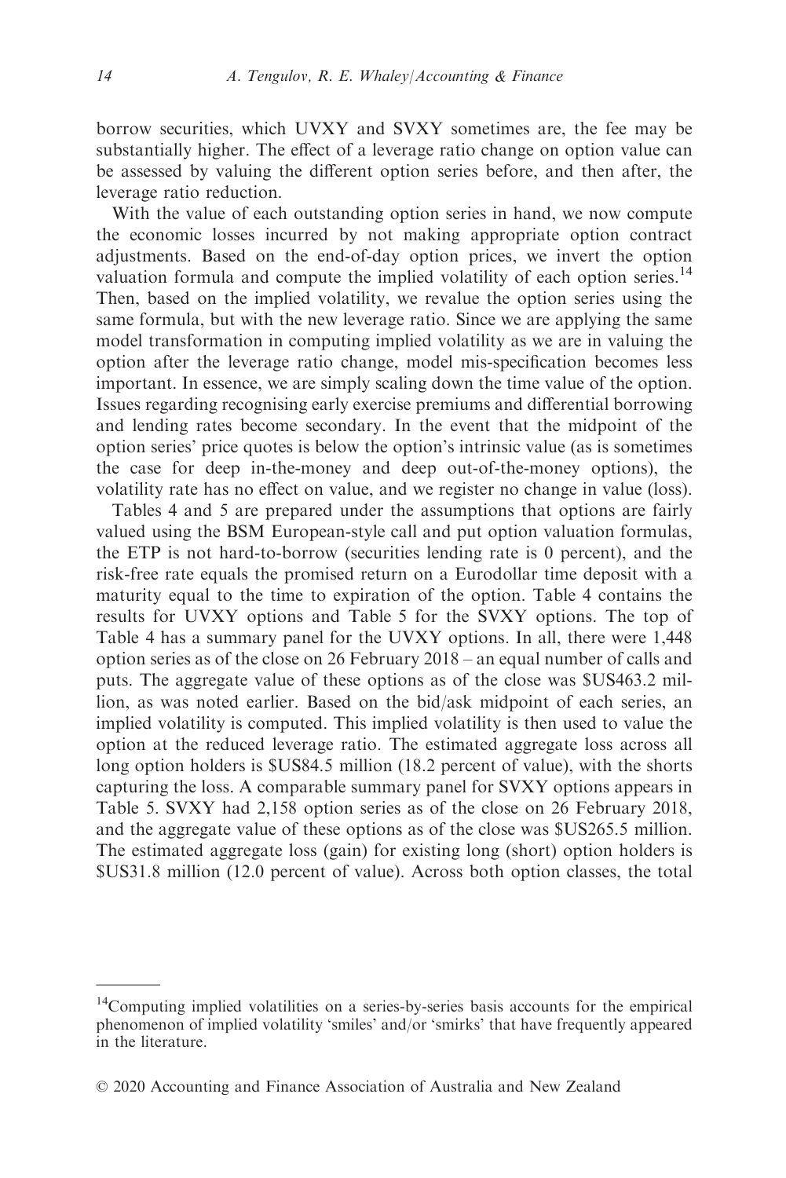borrow securities, which UVXY and SVXY sometimes are, the fee may be substantially higher. The effect of a leverage ratio change on option value can be assessed by valuing the different option series before, and then after, the leverage ratio reduction.

With the value of each outstanding option series in hand, we now compute the economic losses incurred by not making appropriate option contract adjustments. Based on the end-of-day option prices, we invert the option valuation formula and compute the implied volatility of each option series.[14] Then, based on the implied volatility, we revalue the option series using the same formula, but with the new leverage ratio. Since we are applying the same model transformation in computing implied volatility as we are in valuing the option after the leverage ratio change, model mis-specification becomes less important. In essence, we are simply scaling down the time value of the option. Issues regarding recognising early exercise premiums and differential borrowing and lending rates become secondary. In the event that the midpoint of the option series' price quotes is below the option's intrinsic value (as is sometimes the case for deep in-the-money and deep out-of-the-money options), the volatility rate has no effect on value, and we register no change in value (loss).

Tables 4 and 5 are prepared under the assumptions that options are fairly valued using the BSM European-style call and put option valuation formulas, the ETP is not hard-to-borrow (securities lending rate is 0 percent), and the risk-free rate equals the promised return on a Eurodollar time deposit with a maturity equal to the time to expiration of the option. Table 4 contains the results for UVXY options and Table 5 for the SVXY options. The top of Table 4 has a summary panel for the UVXY options. In all, there were 1,448 option series as of the close on 26 February 2018 – an equal number of calls and puts. The aggregate value of these options as of the close was $US463.2 million, as was noted earlier. Based on the bid/ask midpoint of each series, an implied volatility is computed. This implied volatility is then used to value the option at the reduced leverage ratio. The estimated aggregate loss across all long option holders is $US84.5 million (18.2 percent of value), with the shorts capturing the loss. A comparable summary panel for SVXY options appears in Table 5. SVXY had 2,158 option series as of the close on 26 February 2018, and the aggregate value of these options as of the close was $US265.5 million. The estimated aggregate loss (gain) for existing long (short) option holders is $US31.8 million (12.0 percent of value). Across both option classes, the total

[14]Computing implied volatilities on a series-by-series basis accounts for the empirical phenomenon of implied volatility 'smiles' and/or 'smirks' that have frequently appeared in the literature.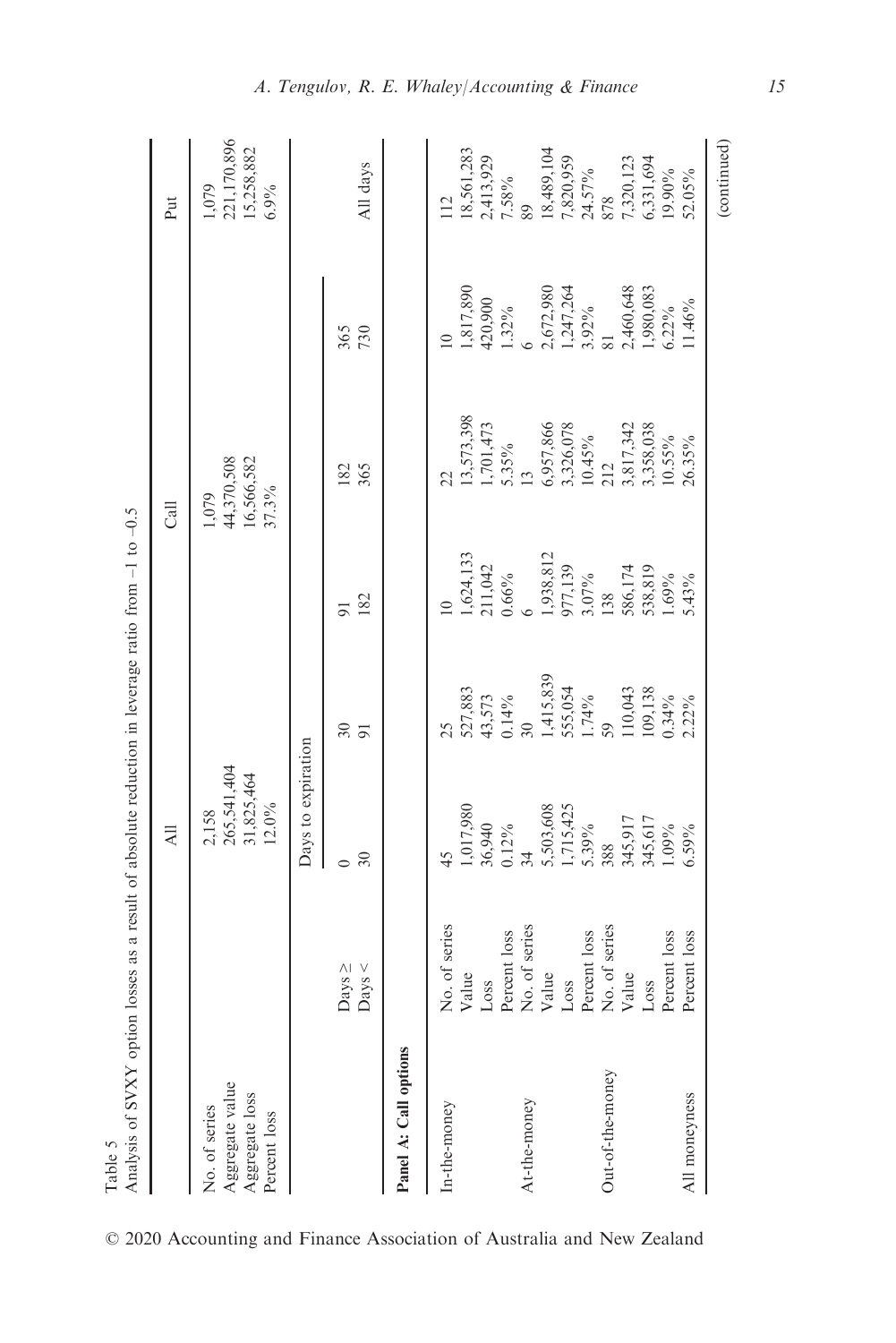Table 5

Analysis of SVXY option losses as a result of absolute reduction in leverage ratio from –1 to –0.5

| | All | Call | Put |
|---|---|---|---|
| No. of series | 2,158 | 1,079 | 1,079 |
| Aggregate value | 265,541,404 | 44,370,508 | 221,170,896 |
| Aggregate loss | 31,825,464 | 16,566,582 | 15,258,882 |
| Percent loss | 12.0% | 37.3% | 6.9% |

| | | Days to expiration | | | | |
|---|---|---|---|---|---|---|
| | Days ≥ | 0 | 30 | 91 | 182 | 365 | All days |
| | Days < | 30 | 91 | 182 | 365 | 730 | |
| **Panel A: Call options** | | | | | | | |
| In-the-money | No. of series | 45 | 25 | 10 | 22 | 10 | 112 |
| | Value | 1,017,980 | 527,883 | 1,624,133 | 13,573,398 | 1,817,890 | 18,561,283 |
| | Loss | 36,940 | 43,573 | 211,042 | 1,701,473 | 420,900 | 2,413,929 |
| | Percent loss | 0.12% | 0.14% | 0.66% | 5.35% | 1.32% | 7.58% |
| At-the-money | No. of series | 34 | 30 | 6 | 13 | 6 | 89 |
| | Value | 5,503,608 | 1,415,839 | 1,938,812 | 6,957,866 | 2,672,980 | 18,489,104 |
| | Loss | 1,715,425 | 555,054 | 977,139 | 3,326,078 | 1,247,264 | 7,820,959 |
| | Percent loss | 5.39% | 1.74% | 3.07% | 10.45% | 3.92% | 24.57% |
| Out-of-the-money | No. of series | 388 | 59 | 138 | 212 | 81 | 878 |
| | Value | 345,917 | 110,043 | 586,174 | 3,817,342 | 2,460,648 | 7,320,123 |
| | Loss | 345,617 | 109,138 | 538,819 | 3,358,038 | 1,980,083 | 6,331,694 |
| | Percent loss | 1.09% | 0.34% | 1.69% | 10.55% | 6.22% | 19.90% |
| All moneyness | Percent loss | 6.59% | 2.22% | 5.43% | 26.35% | 11.46% | 52.05% |

(continued)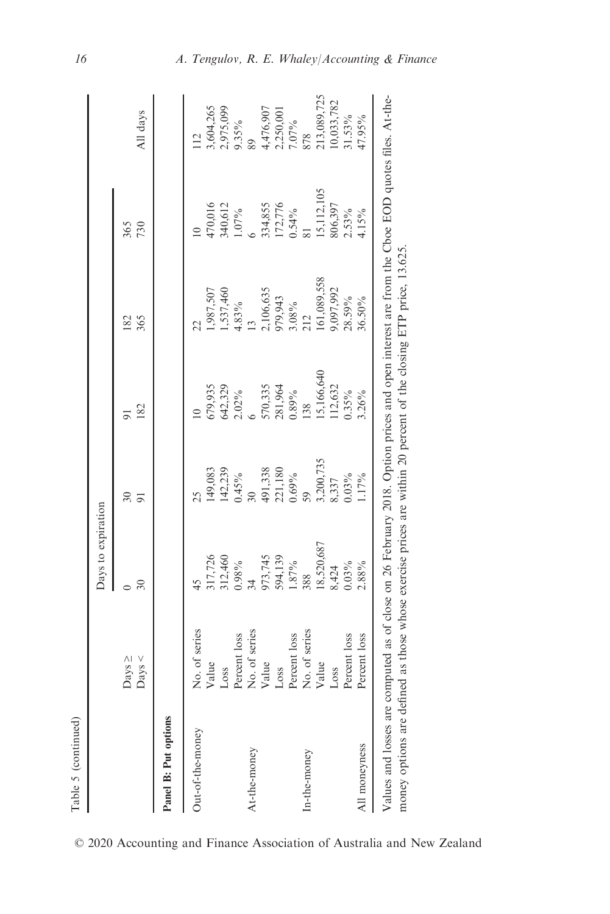Table 5 (continued)

| | | Days to expiration | | | | | |
|---|---|---|---|---|---|---|---|
| | Days ≥ | 0 | 30 | 91 | 182 | 365 | All days |
| | Days < | 30 | 91 | 182 | 365 | 730 | |
| **Panel B: Put options** | | | | | | | |
| Out-of-the-money | No. of series | 45 | 25 | 10 | 22 | 10 | 112 |
| | Value | 317,726 | 149,083 | 679,935 | 1,987,507 | 470,016 | 3,604,265 |
| | Loss | 312,460 | 142,239 | 642,329 | 1,537,460 | 340,612 | 2,975,099 |
| | Percent loss | 0.98% | 0.45% | 2.02% | 4.83% | 1.07% | 9.35% |
| At-the-money | No. of series | 34 | 30 | 6 | 13 | 6 | 89 |
| | Value | 973,745 | 491,338 | 570,335 | 2,106,635 | 334,855 | 4,476,907 |
| | Loss | 594,139 | 221,180 | 281,964 | 979,943 | 172,776 | 2,250,001 |
| | Percent loss | 1.87% | 0.69% | 0.89% | 3.08% | 0.54% | 7.07% |
| In-the-money | No. of series | 388 | 59 | 138 | 212 | 81 | 878 |
| | Value | 18,520,687 | 3,200,735 | 15,166,640 | 161,089,558 | 15,112,105 | 213,089,725 |
| | Loss | 8,424 | 8,337 | 112,632 | 9,097,992 | 806,397 | 10,033,782 |
| | Percent loss | 0.03% | 0.03% | 0.35% | 28.59% | 2.53% | 31.53% |
| All moneyness | Percent loss | 2.88% | 1.17% | 3.26% | 36.50% | 4.15% | 47.95% |

Values and losses are computed as of close on 26 February 2018. Option prices and open interest are from the Cboe EOD quotes files. At-the-money options are defined as those whose exercise prices are within 20 percent of the closing ETP price, 13.625.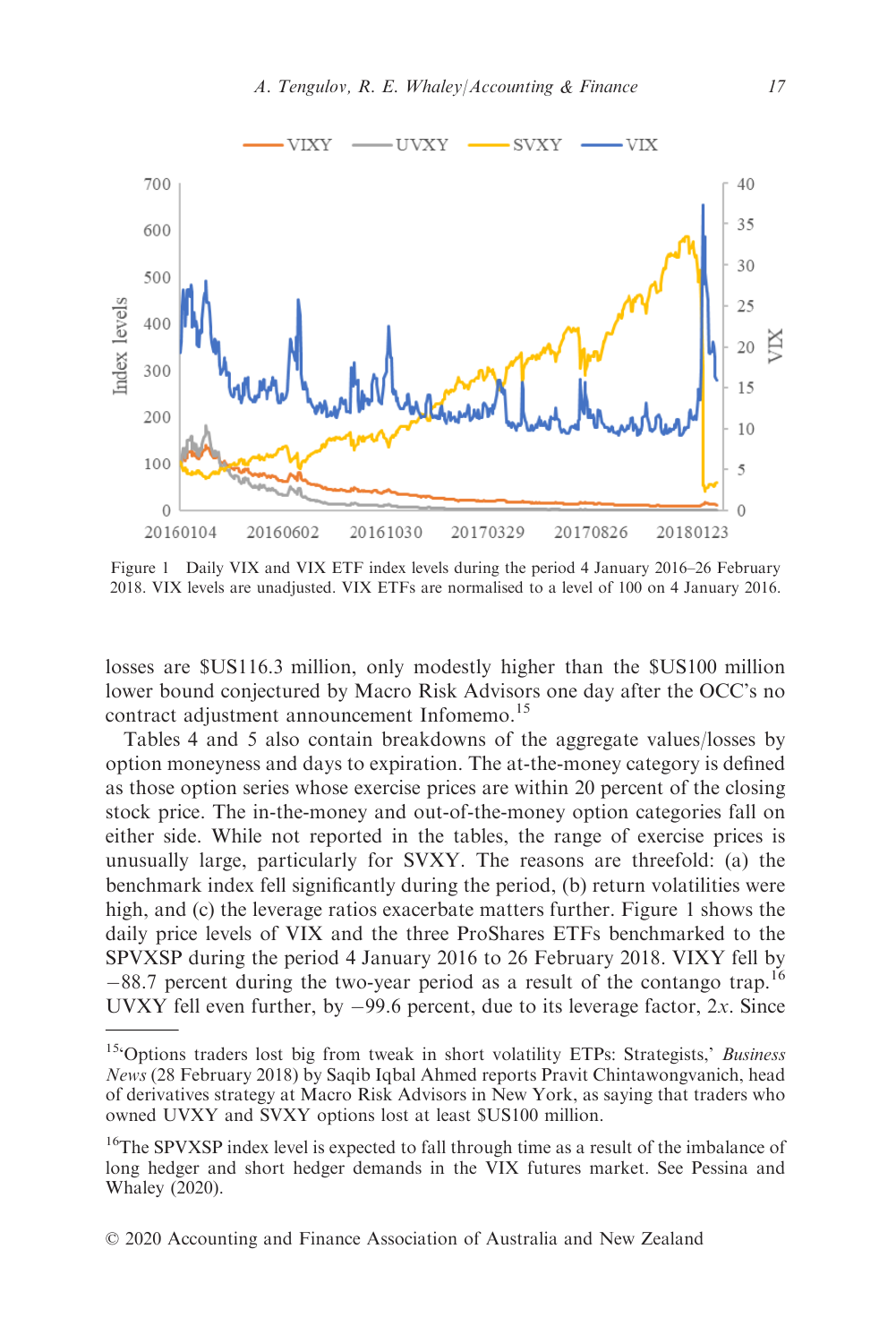Figure 1 Daily VIX and VIX ETF index levels during the period 4 January 2016–26 February 2018. VIX levels are unadjusted. VIX ETFs are normalised to a level of 100 on 4 January 2016.

losses are $US116.3 million, only modestly higher than the $US100 million lower bound conjectured by Macro Risk Advisors one day after the OCC's no contract adjustment announcement Infomemo.[15]

Tables 4 and 5 also contain breakdowns of the aggregate values/losses by option moneyness and days to expiration. The at-the-money category is defined as those option series whose exercise prices are within 20 percent of the closing stock price. The in-the-money and out-of-the-money option categories fall on either side. While not reported in the tables, the range of exercise prices is unusually large, particularly for SVXY. The reasons are threefold: (a) the benchmark index fell significantly during the period, (b) return volatilities were high, and (c) the leverage ratios exacerbate matters further. Figure 1 shows the daily price levels of VIX and the three ProShares ETFs benchmarked to the SPVXSP during the period 4 January 2016 to 26 February 2018. VIXY fell by −88.7 percent during the two-year period as a result of the contango trap.[16] UVXY fell even further, by −99.6 percent, due to its leverage factor, 2*x*. Since

[15]'Options traders lost big from tweak in short volatility ETPs: Strategists,' *Business News* (28 February 2018) by Saqib Iqbal Ahmed reports Pravit Chintawongvanich, head of derivatives strategy at Macro Risk Advisors in New York, as saying that traders who owned UVXY and SVXY options lost at least $US100 million.

[16]The SPVXSP index level is expected to fall through time as a result of the imbalance of long hedger and short hedger demands in the VIX futures market. See Pessina and Whaley (2020).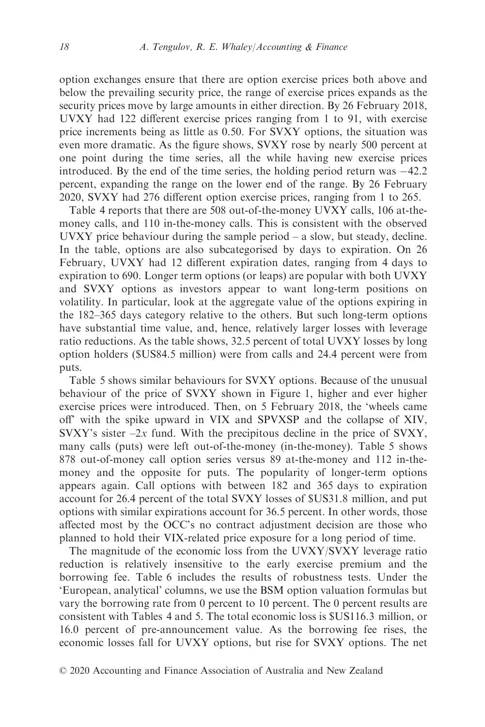option exchanges ensure that there are option exercise prices both above and below the prevailing security price, the range of exercise prices expands as the security prices move by large amounts in either direction. By 26 February 2018, UVXY had 122 different exercise prices ranging from 1 to 91, with exercise price increments being as little as 0.50. For SVXY options, the situation was even more dramatic. As the figure shows, SVXY rose by nearly 500 percent at one point during the time series, all the while having new exercise prices introduced. By the end of the time series, the holding period return was −42.2 percent, expanding the range on the lower end of the range. By 26 February 2020, SVXY had 276 different option exercise prices, ranging from 1 to 265.

Table 4 reports that there are 508 out-of-the-money UVXY calls, 106 at-the-money calls, and 110 in-the-money calls. This is consistent with the observed UVXY price behaviour during the sample period – a slow, but steady, decline. In the table, options are also subcategorised by days to expiration. On 26 February, UVXY had 12 different expiration dates, ranging from 4 days to expiration to 690. Longer term options (or leaps) are popular with both UVXY and SVXY options as investors appear to want long-term positions on volatility. In particular, look at the aggregate value of the options expiring in the 182–365 days category relative to the others. But such long-term options have substantial time value, and, hence, relatively larger losses with leverage ratio reductions. As the table shows, 32.5 percent of total UVXY losses by long option holders ($US84.5 million) were from calls and 24.4 percent were from puts.

Table 5 shows similar behaviours for SVXY options. Because of the unusual behaviour of the price of SVXY shown in Figure 1, higher and ever higher exercise prices were introduced. Then, on 5 February 2018, the 'wheels came off' with the spike upward in VIX and SPVXSP and the collapse of XIV, SVXY's sister $-2x$ fund. With the precipitous decline in the price of SVXY, many calls (puts) were left out-of-the-money (in-the-money). Table 5 shows 878 out-of-money call option series versus 89 at-the-money and 112 in-the-money and the opposite for puts. The popularity of longer-term options appears again. Call options with between 182 and 365 days to expiration account for 26.4 percent of the total SVXY losses of $US31.8 million, and put options with similar expirations account for 36.5 percent. In other words, those affected most by the OCC's no contract adjustment decision are those who planned to hold their VIX-related price exposure for a long period of time.

The magnitude of the economic loss from the UVXY/SVXY leverage ratio reduction is relatively insensitive to the early exercise premium and the borrowing fee. Table 6 includes the results of robustness tests. Under the 'European, analytical' columns, we use the BSM option valuation formulas but vary the borrowing rate from 0 percent to 10 percent. The 0 percent results are consistent with Tables 4 and 5. The total economic loss is $US116.3 million, or 16.0 percent of pre-announcement value. As the borrowing fee rises, the economic losses fall for UVXY options, but rise for SVXY options. The net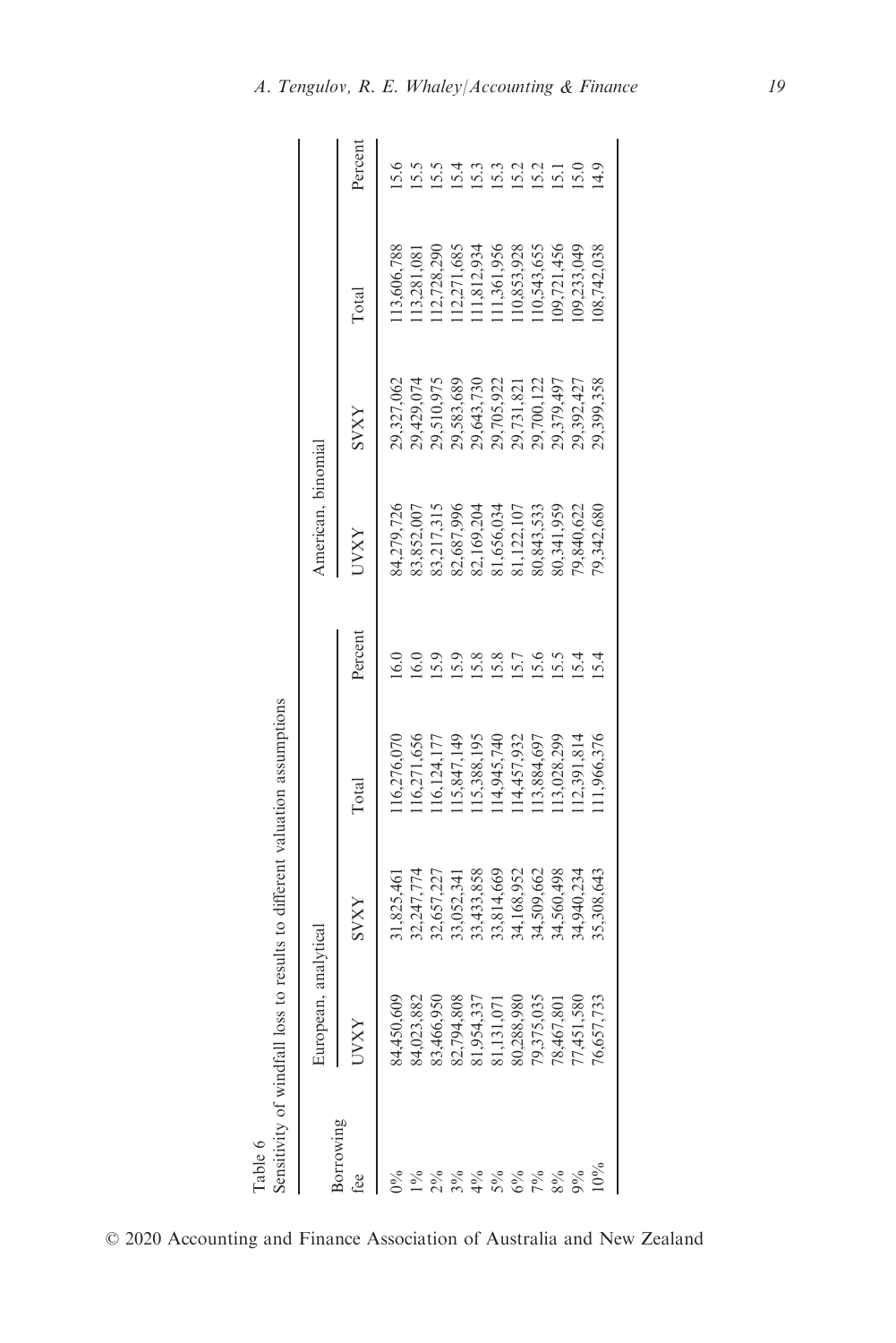Table 6
Sensitivity of windfall loss to results to different valuation assumptions

| Borrowing fee | European, analytical | | | | American, binomial | | | |
|---|---|---|---|---|---|---|---|---|
| | UVXY | SVXY | Total | Percent | UVXY | SVXY | Total | Percent |
| 0% | 84,450,609 | 31,825,461 | 116,276,070 | 16.0 | 84,279,726 | 29,327,062 | 113,606,788 | 15.6 |
| 1% | 84,023,882 | 32,247,774 | 116,271,656 | 16.0 | 83,852,007 | 29,429,074 | 113,281,081 | 15.5 |
| 2% | 83,466,950 | 32,657,227 | 116,124,177 | 15.9 | 83,217,315 | 29,510,975 | 112,728,290 | 15.5 |
| 3% | 82,794,808 | 33,052,341 | 115,847,149 | 15.9 | 82,687,996 | 29,583,689 | 112,271,685 | 15.4 |
| 4% | 81,954,337 | 33,433,858 | 115,388,195 | 15.8 | 82,169,204 | 29,643,730 | 111,812,934 | 15.3 |
| 5% | 81,131,071 | 33,814,669 | 114,945,740 | 15.8 | 81,656,034 | 29,705,922 | 111,361,956 | 15.3 |
| 6% | 80,288,980 | 34,168,952 | 114,457,932 | 15.7 | 81,122,107 | 29,731,821 | 110,853,928 | 15.2 |
| 7% | 79,375,035 | 34,509,662 | 113,884,697 | 15.6 | 80,843,533 | 29,700,122 | 110,543,655 | 15.2 |
| 8% | 78,467,801 | 34,560,498 | 113,028,299 | 15.5 | 80,341,959 | 29,379,497 | 109,721,456 | 15.1 |
| 9% | 77,451,580 | 34,940,234 | 112,391,814 | 15.4 | 79,840,622 | 29,392,427 | 109,233,049 | 15.0 |
| 10% | 76,657,733 | 35,308,643 | 111,966,376 | 15.4 | 79,342,680 | 29,399,358 | 108,742,038 | 14.9 |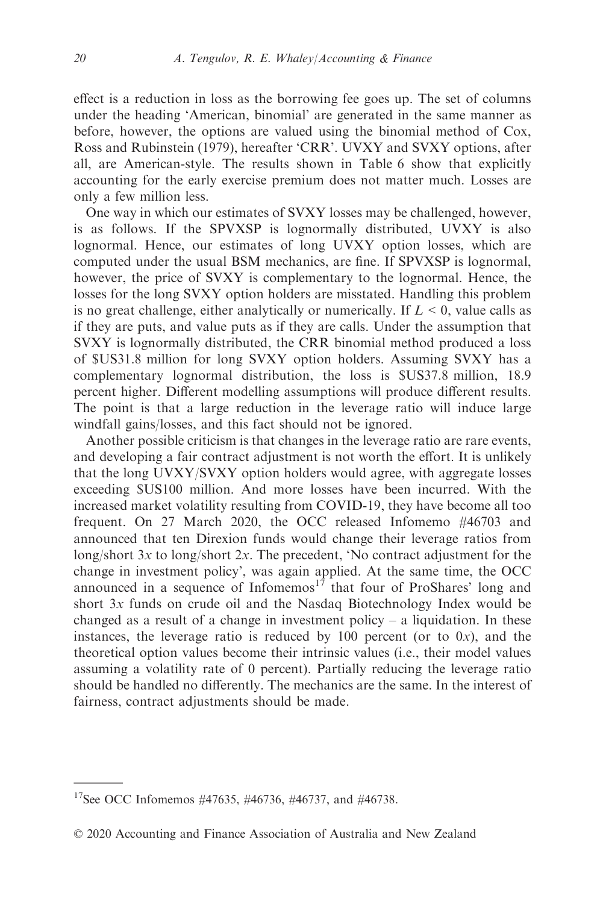effect is a reduction in loss as the borrowing fee goes up. The set of columns under the heading 'American, binomial' are generated in the same manner as before, however, the options are valued using the binomial method of Cox, Ross and Rubinstein (1979), hereafter 'CRR'. UVXY and SVXY options, after all, are American-style. The results shown in Table 6 show that explicitly accounting for the early exercise premium does not matter much. Losses are only a few million less.

One way in which our estimates of SVXY losses may be challenged, however, is as follows. If the SPVXSP is lognormally distributed, UVXY is also lognormal. Hence, our estimates of long UVXY option losses, which are computed under the usual BSM mechanics, are fine. If SPVXSP is lognormal, however, the price of SVXY is complementary to the lognormal. Hence, the losses for the long SVXY option holders are misstated. Handling this problem is no great challenge, either analytically or numerically. If $L < 0$, value calls as if they are puts, and value puts as if they are calls. Under the assumption that SVXY is lognormally distributed, the CRR binomial method produced a loss of $US31.8 million for long SVXY option holders. Assuming SVXY has a complementary lognormal distribution, the loss is $US37.8 million, 18.9 percent higher. Different modelling assumptions will produce different results. The point is that a large reduction in the leverage ratio will induce large windfall gains/losses, and this fact should not be ignored.

Another possible criticism is that changes in the leverage ratio are rare events, and developing a fair contract adjustment is not worth the effort. It is unlikely that the long UVXY/SVXY option holders would agree, with aggregate losses exceeding $US100 million. And more losses have been incurred. With the increased market volatility resulting from COVID-19, they have become all too frequent. On 27 March 2020, the OCC released Infomemo #46703 and announced that ten Direxion funds would change their leverage ratios from long/short $3x$ to long/short $2x$. The precedent, 'No contract adjustment for the change in investment policy', was again applied. At the same time, the OCC announced in a sequence of Infomemos[17] that four of ProShares' long and short $3x$ funds on crude oil and the Nasdaq Biotechnology Index would be changed as a result of a change in investment policy – a liquidation. In these instances, the leverage ratio is reduced by 100 percent (or to $0x$), and the theoretical option values become their intrinsic values (i.e., their model values assuming a volatility rate of 0 percent). Partially reducing the leverage ratio should be handled no differently. The mechanics are the same. In the interest of fairness, contract adjustments should be made.

[17]See OCC Infomemos #47635, #46736, #46737, and #46738.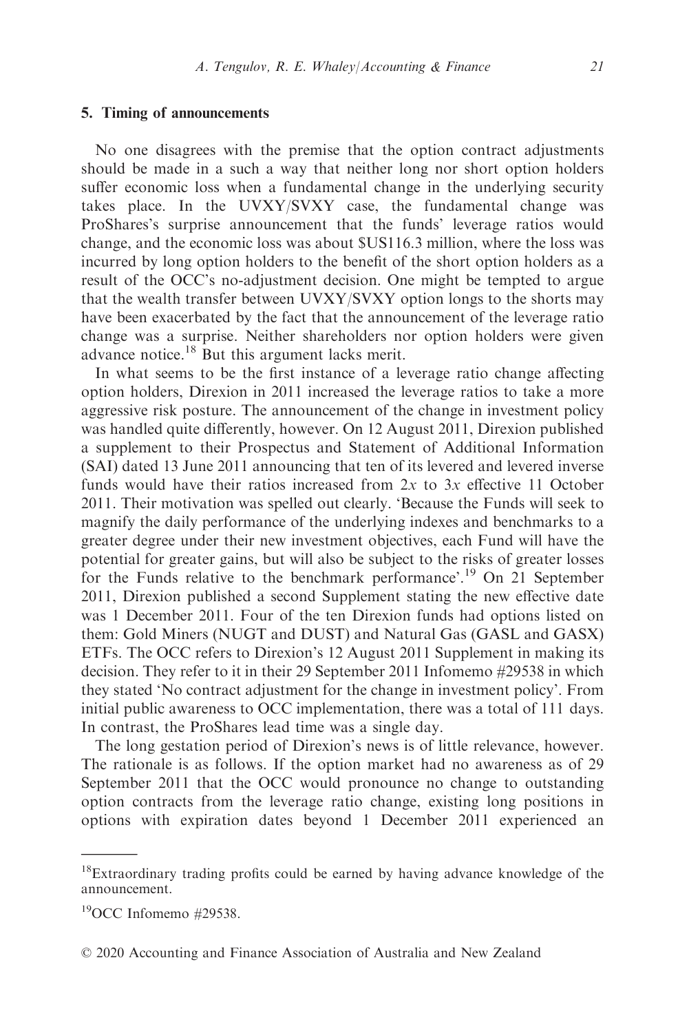## 5. Timing of announcements

No one disagrees with the premise that the option contract adjustments should be made in a such a way that neither long nor short option holders suffer economic loss when a fundamental change in the underlying security takes place. In the UVXY/SVXY case, the fundamental change was ProShares's surprise announcement that the funds' leverage ratios would change, and the economic loss was about $US116.3 million, where the loss was incurred by long option holders to the benefit of the short option holders as a result of the OCC's no-adjustment decision. One might be tempted to argue that the wealth transfer between UVXY/SVXY option longs to the shorts may have been exacerbated by the fact that the announcement of the leverage ratio change was a surprise. Neither shareholders nor option holders were given advance notice.[18] But this argument lacks merit.

In what seems to be the first instance of a leverage ratio change affecting option holders, Direxion in 2011 increased the leverage ratios to take a more aggressive risk posture. The announcement of the change in investment policy was handled quite differently, however. On 12 August 2011, Direxion published a supplement to their Prospectus and Statement of Additional Information (SAI) dated 13 June 2011 announcing that ten of its levered and levered inverse funds would have their ratios increased from $2x$ to $3x$ effective 11 October 2011. Their motivation was spelled out clearly. 'Because the Funds will seek to magnify the daily performance of the underlying indexes and benchmarks to a greater degree under their new investment objectives, each Fund will have the potential for greater gains, but will also be subject to the risks of greater losses for the Funds relative to the benchmark performance'.[19] On 21 September 2011, Direxion published a second Supplement stating the new effective date was 1 December 2011. Four of the ten Direxion funds had options listed on them: Gold Miners (NUGT and DUST) and Natural Gas (GASL and GASX) ETFs. The OCC refers to Direxion's 12 August 2011 Supplement in making its decision. They refer to it in their 29 September 2011 Infomemo #29538 in which they stated 'No contract adjustment for the change in investment policy'. From initial public awareness to OCC implementation, there was a total of 111 days. In contrast, the ProShares lead time was a single day.

The long gestation period of Direxion's news is of little relevance, however. The rationale is as follows. If the option market had no awareness as of 29 September 2011 that the OCC would pronounce no change to outstanding option contracts from the leverage ratio change, existing long positions in options with expiration dates beyond 1 December 2011 experienced an

[18] Extraordinary trading profits could be earned by having advance knowledge of the announcement.

[19] OCC Infomemo #29538.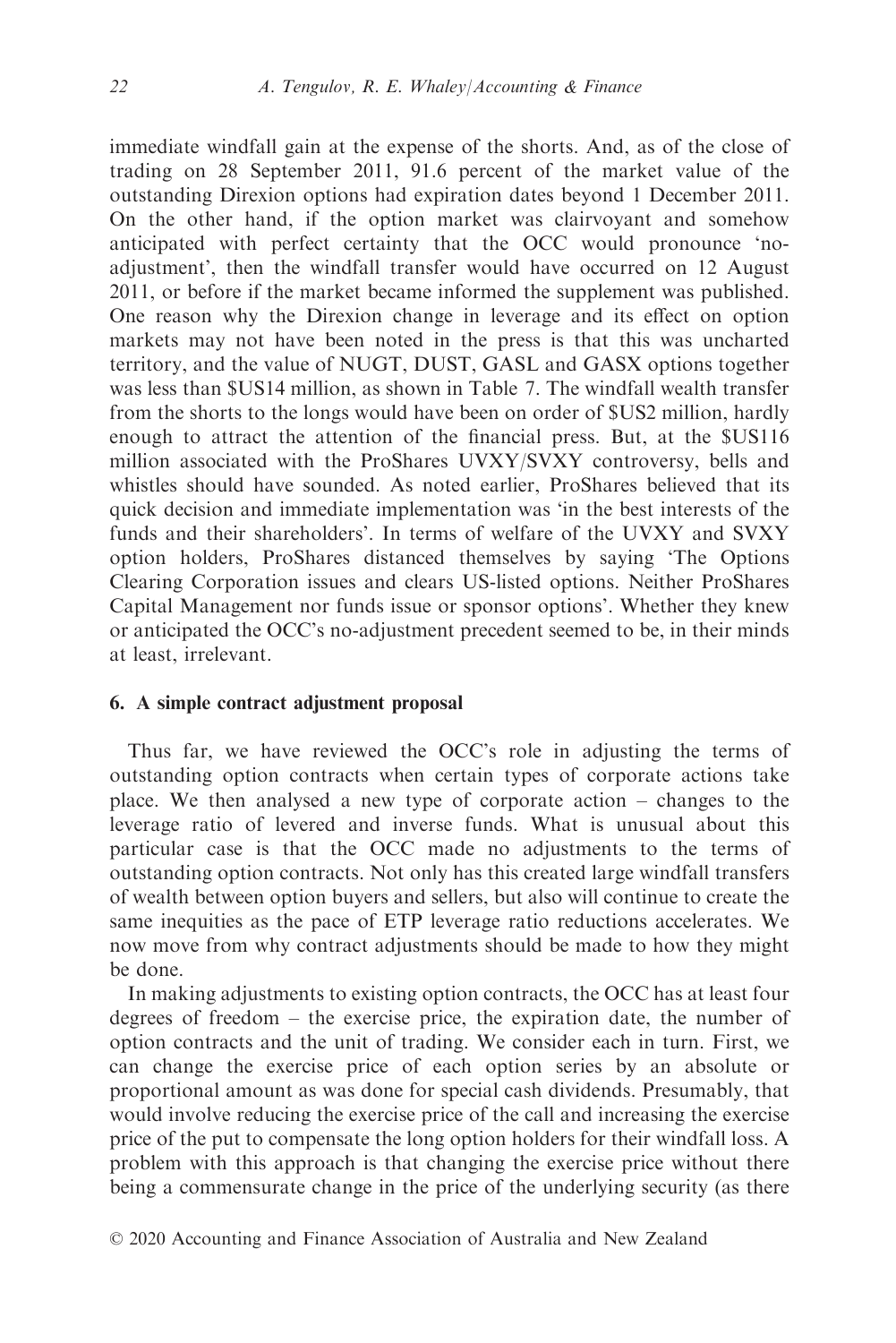immediate windfall gain at the expense of the shorts. And, as of the close of trading on 28 September 2011, 91.6 percent of the market value of the outstanding Direxion options had expiration dates beyond 1 December 2011. On the other hand, if the option market was clairvoyant and somehow anticipated with perfect certainty that the OCC would pronounce 'no-adjustment', then the windfall transfer would have occurred on 12 August 2011, or before if the market became informed the supplement was published. One reason why the Direxion change in leverage and its effect on option markets may not have been noted in the press is that this was uncharted territory, and the value of NUGT, DUST, GASL and GASX options together was less than $US14 million, as shown in Table 7. The windfall wealth transfer from the shorts to the longs would have been on order of $US2 million, hardly enough to attract the attention of the financial press. But, at the $US116 million associated with the ProShares UVXY/SVXY controversy, bells and whistles should have sounded. As noted earlier, ProShares believed that its quick decision and immediate implementation was 'in the best interests of the funds and their shareholders'. In terms of welfare of the UVXY and SVXY option holders, ProShares distanced themselves by saying 'The Options Clearing Corporation issues and clears US-listed options. Neither ProShares Capital Management nor funds issue or sponsor options'. Whether they knew or anticipated the OCC's no-adjustment precedent seemed to be, in their minds at least, irrelevant.

## 6. A simple contract adjustment proposal

Thus far, we have reviewed the OCC's role in adjusting the terms of outstanding option contracts when certain types of corporate actions take place. We then analysed a new type of corporate action – changes to the leverage ratio of levered and inverse funds. What is unusual about this particular case is that the OCC made no adjustments to the terms of outstanding option contracts. Not only has this created large windfall transfers of wealth between option buyers and sellers, but also will continue to create the same inequities as the pace of ETP leverage ratio reductions accelerates. We now move from why contract adjustments should be made to how they might be done.

In making adjustments to existing option contracts, the OCC has at least four degrees of freedom – the exercise price, the expiration date, the number of option contracts and the unit of trading. We consider each in turn. First, we can change the exercise price of each option series by an absolute or proportional amount as was done for special cash dividends. Presumably, that would involve reducing the exercise price of the call and increasing the exercise price of the put to compensate the long option holders for their windfall loss. A problem with this approach is that changing the exercise price without there being a commensurate change in the price of the underlying security (as there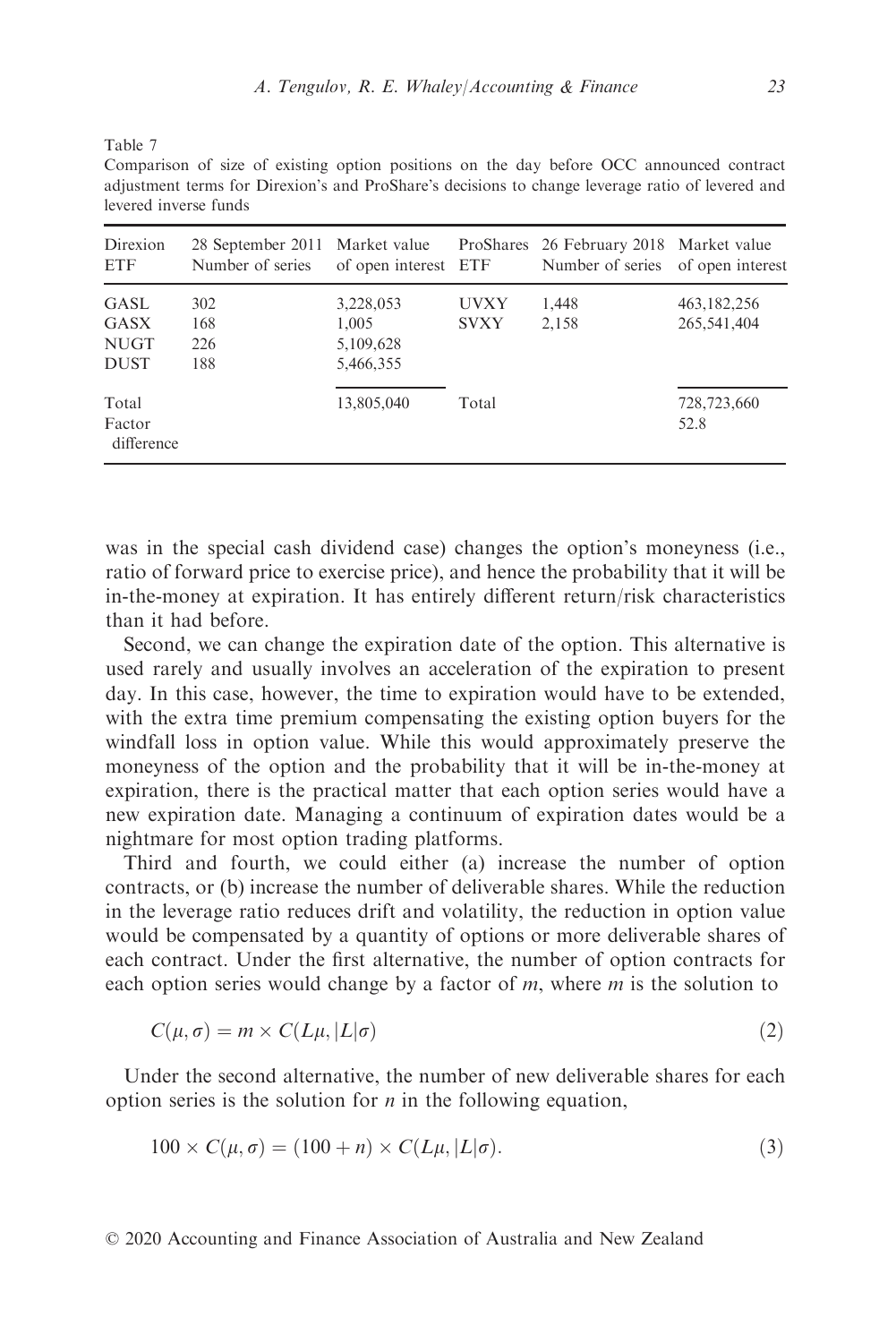Table 7
Comparison of size of existing option positions on the day before OCC announced contract adjustment terms for Direxion's and ProShare's decisions to change leverage ratio of levered and levered inverse funds

| Direxion ETF | 28 September 2011 Number of series | Market value of open interest | ProShares ETF | 26 February 2018 Number of series | Market value of open interest |
|---|---|---|---|---|---|
| GASL | 302 | 3,228,053 | UVXY | 1,448 | 463,182,256 |
| GASX | 168 | 1,005 | SVXY | 2,158 | 265,541,404 |
| NUGT | 226 | 5,109,628 | | | |
| DUST | 188 | 5,466,355 | | | |
| Total | | 13,805,040 | Total | | 728,723,660 |
| Factor difference | | | | | 52.8 |

was in the special cash dividend case) changes the option's moneyness (i.e., ratio of forward price to exercise price), and hence the probability that it will be in-the-money at expiration. It has entirely different return/risk characteristics than it had before.

Second, we can change the expiration date of the option. This alternative is used rarely and usually involves an acceleration of the expiration to present day. In this case, however, the time to expiration would have to be extended, with the extra time premium compensating the existing option buyers for the windfall loss in option value. While this would approximately preserve the moneyness of the option and the probability that it will be in-the-money at expiration, there is the practical matter that each option series would have a new expiration date. Managing a continuum of expiration dates would be a nightmare for most option trading platforms.

Third and fourth, we could either (a) increase the number of option contracts, or (b) increase the number of deliverable shares. While the reduction in the leverage ratio reduces drift and volatility, the reduction in option value would be compensated by a quantity of options or more deliverable shares of each contract. Under the first alternative, the number of option contracts for each option series would change by a factor of $m$, where $m$ is the solution to

$$C(\mu, \sigma) = m \times C(L\mu, |L|\sigma) \tag{2}$$

Under the second alternative, the number of new deliverable shares for each option series is the solution for $n$ in the following equation,

$$100 \times C(\mu, \sigma) = (100 + n) \times C(L\mu, |L|\sigma). \tag{3}$$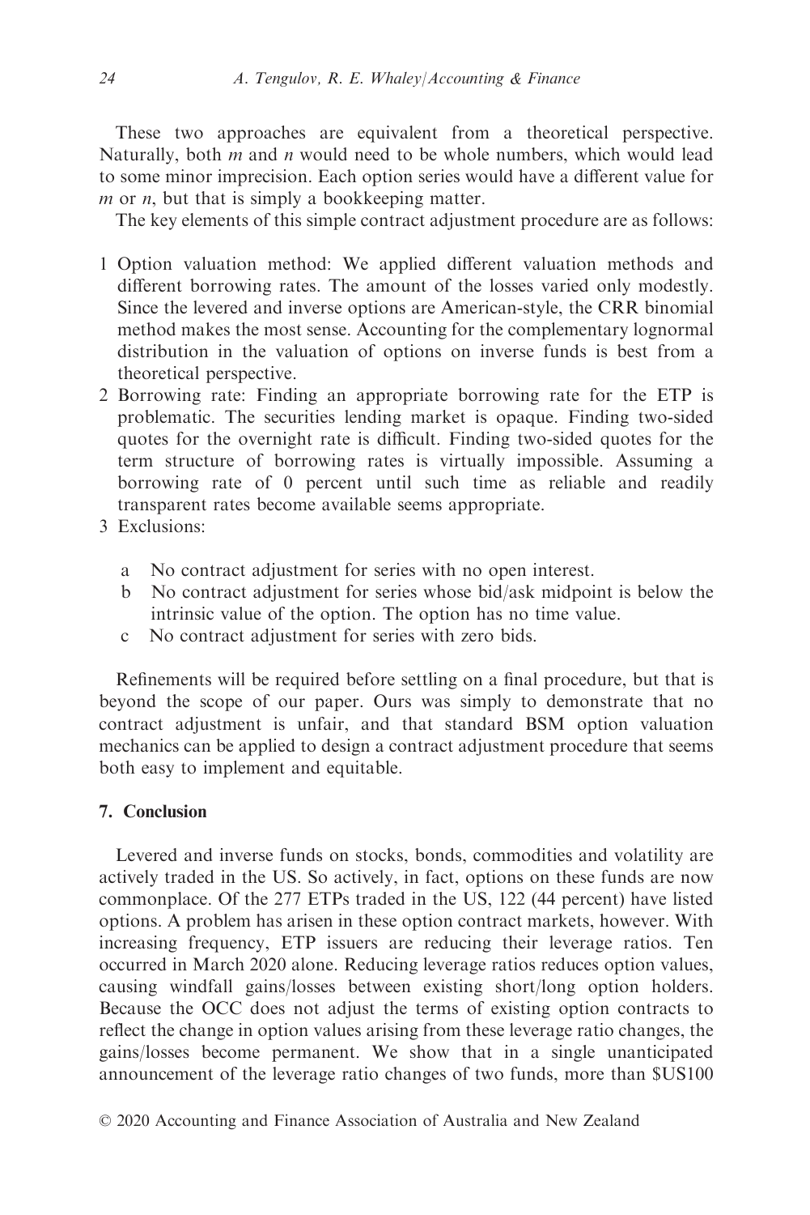These two approaches are equivalent from a theoretical perspective. Naturally, both $m$ and $n$ would need to be whole numbers, which would lead to some minor imprecision. Each option series would have a different value for $m$ or $n$, but that is simply a bookkeeping matter.

The key elements of this simple contract adjustment procedure are as follows:

1. Option valuation method: We applied different valuation methods and different borrowing rates. The amount of the losses varied only modestly. Since the levered and inverse options are American-style, the CRR binomial method makes the most sense. Accounting for the complementary lognormal distribution in the valuation of options on inverse funds is best from a theoretical perspective.
2. Borrowing rate: Finding an appropriate borrowing rate for the ETP is problematic. The securities lending market is opaque. Finding two-sided quotes for the overnight rate is difficult. Finding two-sided quotes for the term structure of borrowing rates is virtually impossible. Assuming a borrowing rate of 0 percent until such time as reliable and readily transparent rates become available seems appropriate.
3. Exclusions:

    a. No contract adjustment for series with no open interest.
    b. No contract adjustment for series whose bid/ask midpoint is below the intrinsic value of the option. The option has no time value.
    c. No contract adjustment for series with zero bids.

Refinements will be required before settling on a final procedure, but that is beyond the scope of our paper. Ours was simply to demonstrate that no contract adjustment is unfair, and that standard BSM option valuation mechanics can be applied to design a contract adjustment procedure that seems both easy to implement and equitable.

## 7. Conclusion

Levered and inverse funds on stocks, bonds, commodities and volatility are actively traded in the US. So actively, in fact, options on these funds are now commonplace. Of the 277 ETPs traded in the US, 122 (44 percent) have listed options. A problem has arisen in these option contract markets, however. With increasing frequency, ETP issuers are reducing their leverage ratios. Ten occurred in March 2020 alone. Reducing leverage ratios reduces option values, causing windfall gains/losses between existing short/long option holders. Because the OCC does not adjust the terms of existing option contracts to reflect the change in option values arising from these leverage ratio changes, the gains/losses become permanent. We show that in a single unanticipated announcement of the leverage ratio changes of two funds, more than $US100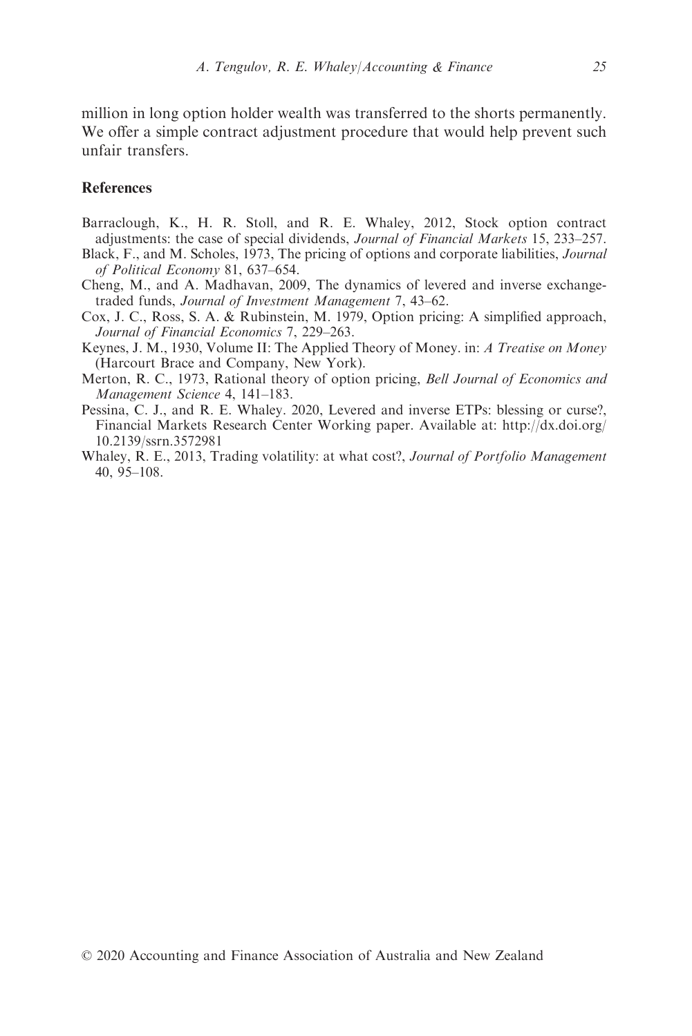million in long option holder wealth was transferred to the shorts permanently. We offer a simple contract adjustment procedure that would help prevent such unfair transfers.

## References

Barraclough, K., H. R. Stoll, and R. E. Whaley, 2012, Stock option contract adjustments: the case of special dividends, *Journal of Financial Markets* 15, 233–257.

Black, F., and M. Scholes, 1973, The pricing of options and corporate liabilities, *Journal of Political Economy* 81, 637–654.

Cheng, M., and A. Madhavan, 2009, The dynamics of levered and inverse exchange-traded funds, *Journal of Investment Management* 7, 43–62.

Cox, J. C., Ross, S. A. & Rubinstein, M. 1979, Option pricing: A simplified approach, *Journal of Financial Economics* 7, 229–263.

Keynes, J. M., 1930, Volume II: The Applied Theory of Money. in: *A Treatise on Money* (Harcourt Brace and Company, New York).

Merton, R. C., 1973, Rational theory of option pricing, *Bell Journal of Economics and Management Science* 4, 141–183.

Pessina, C. J., and R. E. Whaley. 2020, Levered and inverse ETPs: blessing or curse?, Financial Markets Research Center Working paper. Available at: http://dx.doi.org/10.2139/ssrn.3572981

Whaley, R. E., 2013, Trading volatility: at what cost?, *Journal of Portfolio Management* 40, 95–108.